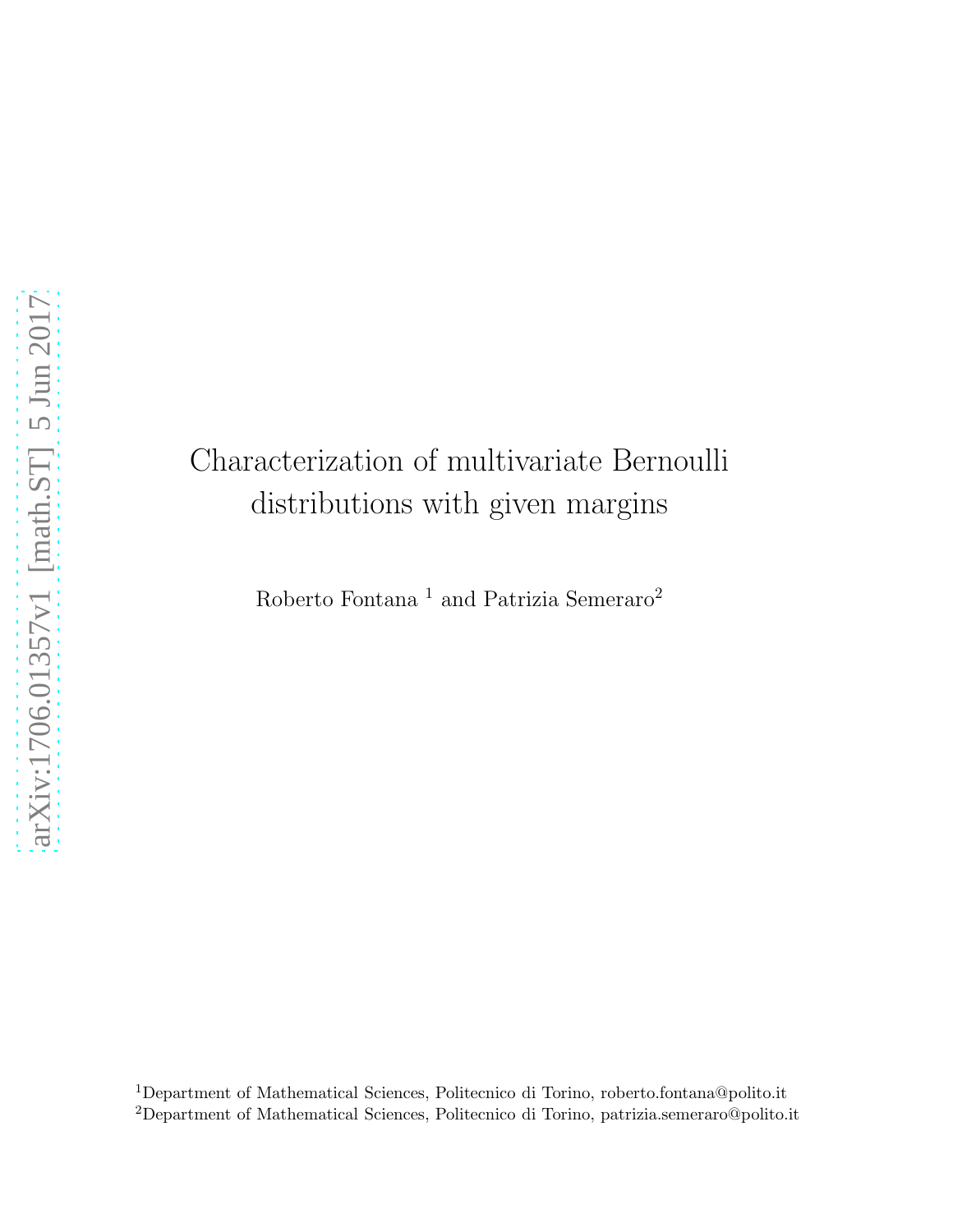# Characterization of multivariate Bernoulli distributions with given margins

Roberto Fontana [1] and Patrizia Semeraro[2]

[1]Department of Mathematical Sciences, Politecnico di Torino, roberto.fontana@polito.it

[2]Department of Mathematical Sciences, Politecnico di Torino, patrizia.semeraro@polito.it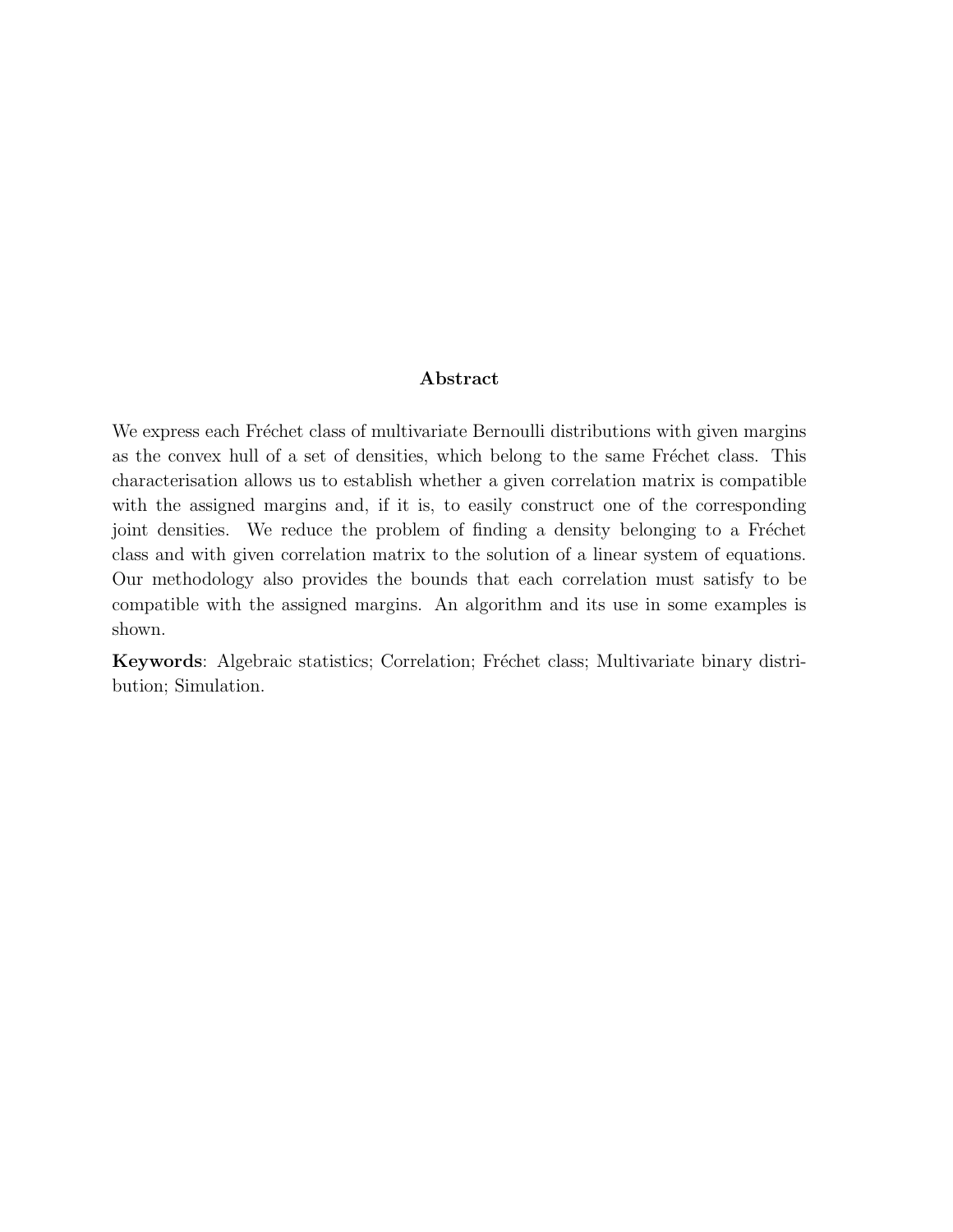## Abstract

We express each Fréchet class of multivariate Bernoulli distributions with given margins as the convex hull of a set of densities, which belong to the same Fréchet class. This characterisation allows us to establish whether a given correlation matrix is compatible with the assigned margins and, if it is, to easily construct one of the corresponding joint densities. We reduce the problem of finding a density belonging to a Fréchet class and with given correlation matrix to the solution of a linear system of equations. Our methodology also provides the bounds that each correlation must satisfy to be compatible with the assigned margins. An algorithm and its use in some examples is shown.

**Keywords**: Algebraic statistics; Correlation; Fréchet class; Multivariate binary distribution; Simulation.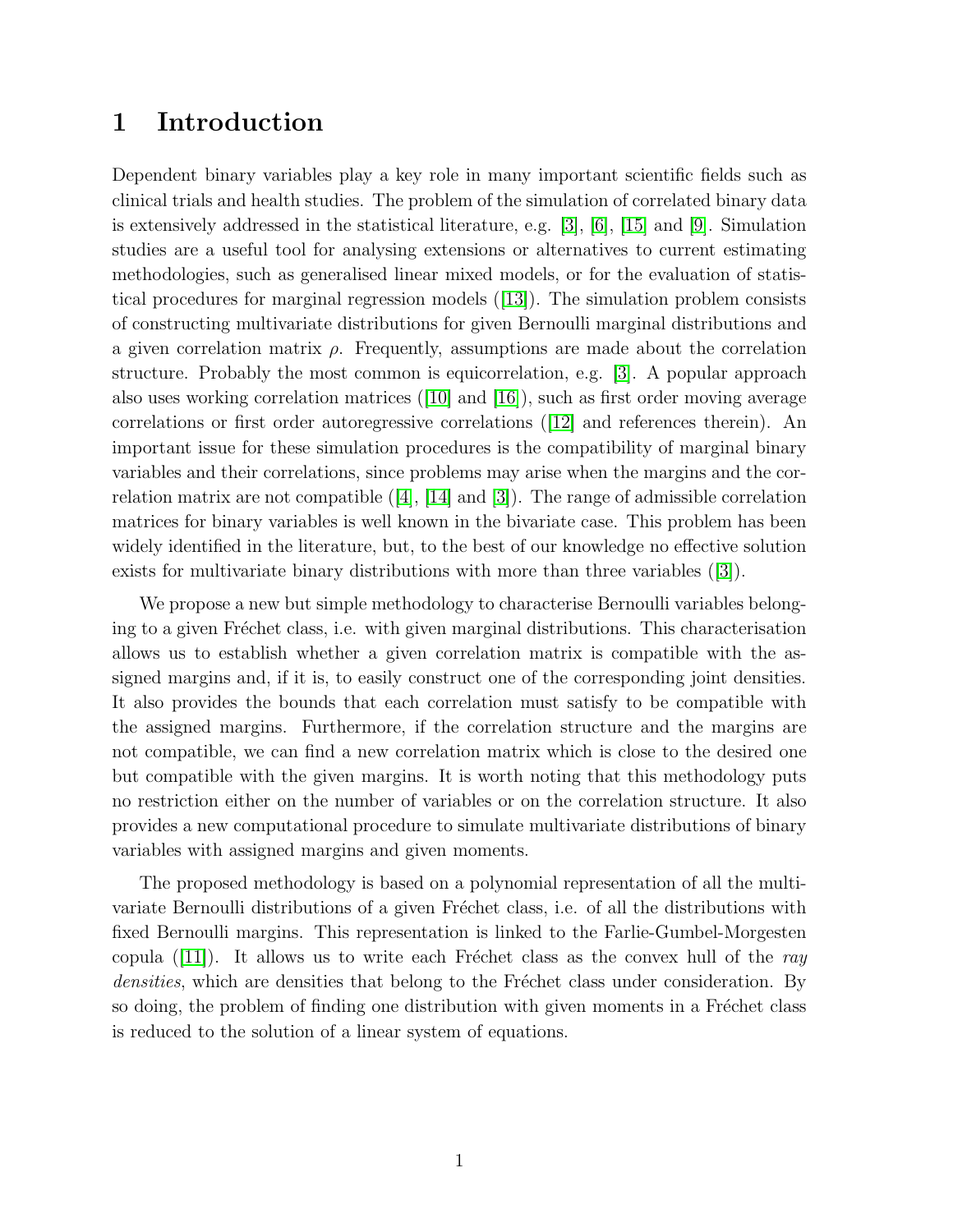# 1 Introduction

Dependent binary variables play a key role in many important scientific fields such as clinical trials and health studies. The problem of the simulation of correlated binary data is extensively addressed in the statistical literature, e.g. [3], [6], [15] and [9]. Simulation studies are a useful tool for analysing extensions or alternatives to current estimating methodologies, such as generalised linear mixed models, or for the evaluation of statistical procedures for marginal regression models ([13]). The simulation problem consists of constructing multivariate distributions for given Bernoulli marginal distributions and a given correlation matrix $\rho$. Frequently, assumptions are made about the correlation structure. Probably the most common is equicorrelation, e.g. [3]. A popular approach also uses working correlation matrices ([10] and [16]), such as first order moving average correlations or first order autoregressive correlations ([12] and references therein). An important issue for these simulation procedures is the compatibility of marginal binary variables and their correlations, since problems may arise when the margins and the correlation matrix are not compatible ([4], [14] and [3]). The range of admissible correlation matrices for binary variables is well known in the bivariate case. This problem has been widely identified in the literature, but, to the best of our knowledge no effective solution exists for multivariate binary distributions with more than three variables ([3]).

We propose a new but simple methodology to characterise Bernoulli variables belonging to a given Fréchet class, i.e. with given marginal distributions. This characterisation allows us to establish whether a given correlation matrix is compatible with the assigned margins and, if it is, to easily construct one of the corresponding joint densities. It also provides the bounds that each correlation must satisfy to be compatible with the assigned margins. Furthermore, if the correlation structure and the margins are not compatible, we can find a new correlation matrix which is close to the desired one but compatible with the given margins. It is worth noting that this methodology puts no restriction either on the number of variables or on the correlation structure. It also provides a new computational procedure to simulate multivariate distributions of binary variables with assigned margins and given moments.

The proposed methodology is based on a polynomial representation of all the multivariate Bernoulli distributions of a given Fréchet class, i.e. of all the distributions with fixed Bernoulli margins. This representation is linked to the Farlie-Gumbel-Morgesten copula ([11]). It allows us to write each Fréchet class as the convex hull of the *ray densities*, which are densities that belong to the Fréchet class under consideration. By so doing, the problem of finding one distribution with given moments in a Fréchet class is reduced to the solution of a linear system of equations.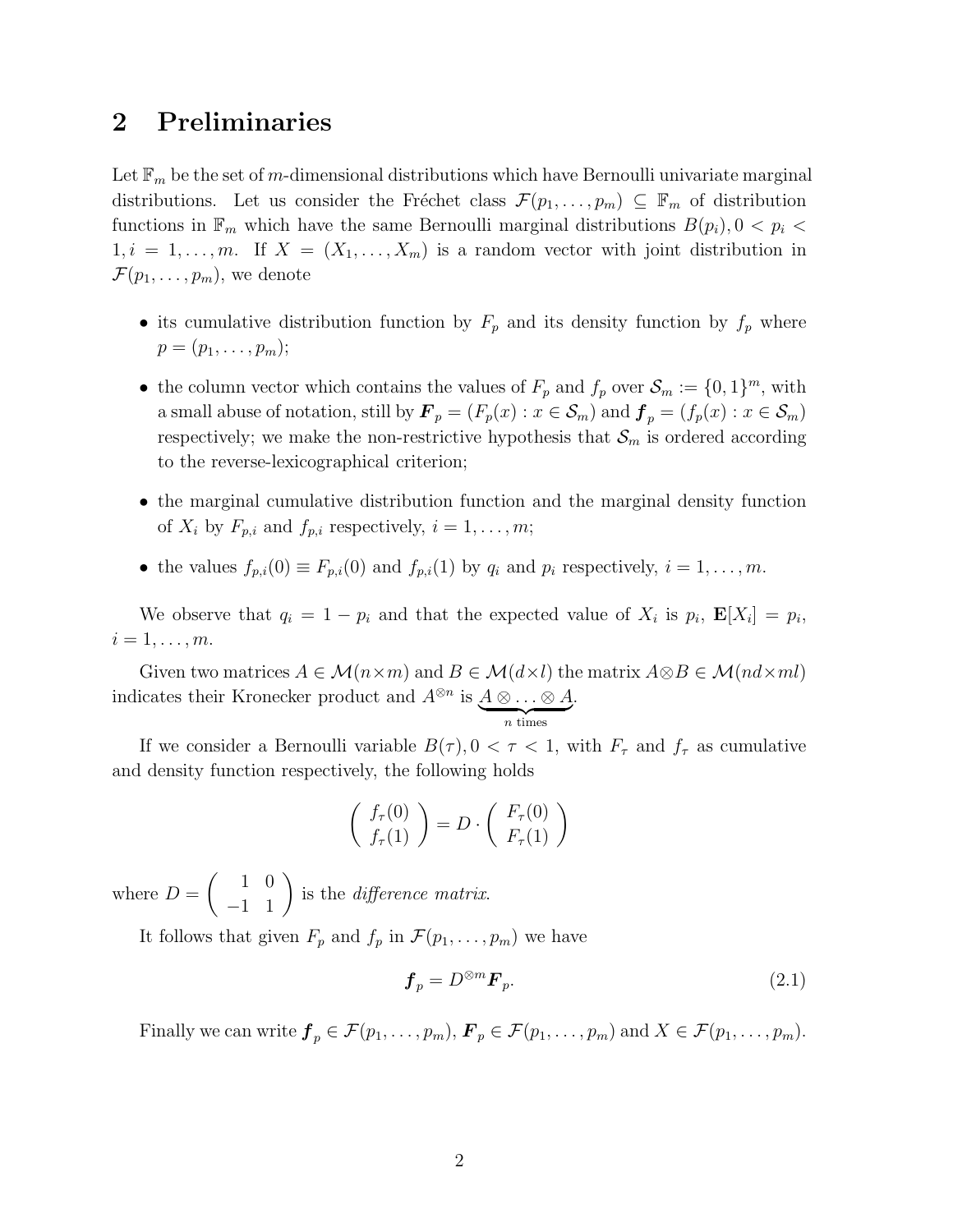## 2 Preliminaries

Let $\mathbb{F}_m$ be the set of $m$-dimensional distributions which have Bernoulli univariate marginal distributions. Let us consider the Fréchet class $\mathcal{F}(p_1, \ldots, p_m) \subseteq \mathbb{F}_m$ of distribution functions in $\mathbb{F}_m$ which have the same Bernoulli marginal distributions $B(p_i), 0 < p_i < 1, i = 1, \ldots, m$. If $X = (X_1, \ldots, X_m)$ is a random vector with joint distribution in $\mathcal{F}(p_1, \ldots, p_m)$, we denote

- its cumulative distribution function by $F_p$ and its density function by $f_p$ where $p = (p_1, \ldots, p_m)$;
- the column vector which contains the values of $F_p$ and $f_p$ over $\mathcal{S}_m := \{0, 1\}^m$, with a small abuse of notation, still by $\boldsymbol{F}_p = (F_p(x) : x \in \mathcal{S}_m)$ and $\boldsymbol{f}_p = (f_p(x) : x \in \mathcal{S}_m)$ respectively; we make the non-restrictive hypothesis that $\mathcal{S}_m$ is ordered according to the reverse-lexicographical criterion;
- the marginal cumulative distribution function and the marginal density function of $X_i$ by $F_{p,i}$ and $f_{p,i}$ respectively, $i = 1, \ldots, m$;
- the values $f_{p,i}(0) \equiv F_{p,i}(0)$ and $f_{p,i}(1)$ by $q_i$ and $p_i$ respectively, $i = 1, \ldots, m$.

We observe that $q_i = 1 - p_i$ and that the expected value of $X_i$ is $p_i$, $\mathbf{E}[X_i] = p_i$, $i = 1, \ldots, m$.

Given two matrices $A \in \mathcal{M}(n \times m)$ and $B \in \mathcal{M}(d \times l)$ the matrix $A \otimes B \in \mathcal{M}(nd \times ml)$ indicates their Kronecker product and $A^{\otimes n}$ is $\underbrace{A \otimes \ldots \otimes A}_{n \text{ times}}$.

If we consider a Bernoulli variable $B(\tau), 0 < \tau < 1$, with $F_\tau$ and $f_\tau$ as cumulative and density function respectively, the following holds

$$
\begin{pmatrix} f_\tau(0) \\ f_\tau(1) \end{pmatrix} = D \cdot \begin{pmatrix} F_\tau(0) \\ F_\tau(1) \end{pmatrix}
$$

where $D = \begin{pmatrix} 1 & 0 \\ -1 & 1 \end{pmatrix}$ is the *difference matrix*.

It follows that given $F_p$ and $f_p$ in $\mathcal{F}(p_1, \ldots, p_m)$ we have

$$
\boldsymbol{f}_p = D^{\otimes m} \boldsymbol{F}_p. \tag{2.1}
$$

Finally we can write $\boldsymbol{f}_p \in \mathcal{F}(p_1, \ldots, p_m)$, $\boldsymbol{F}_p \in \mathcal{F}(p_1, \ldots, p_m)$ and $X \in \mathcal{F}(p_1, \ldots, p_m)$.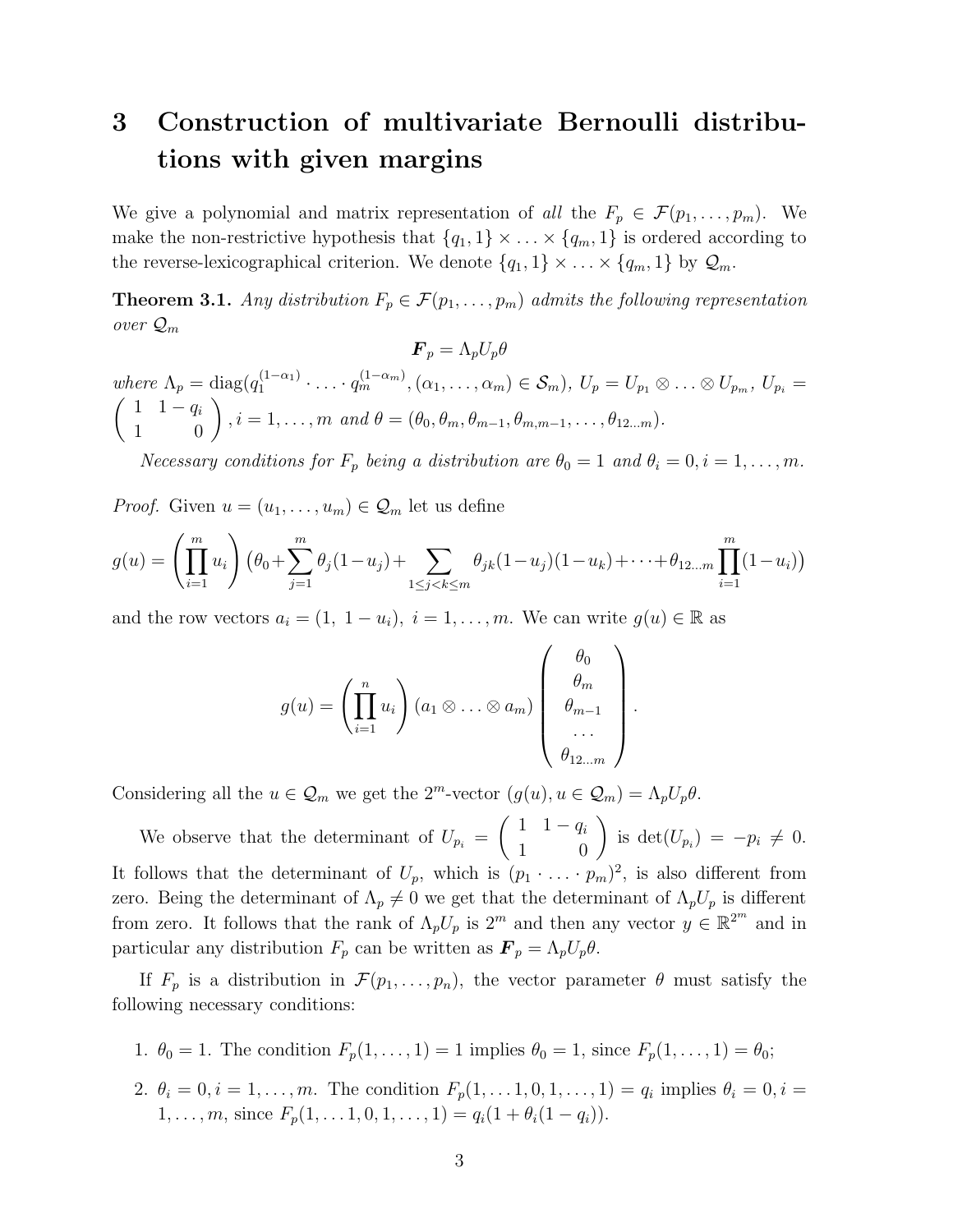## 3 Construction of multivariate Bernoulli distributions with given margins

We give a polynomial and matrix representation of *all* the $F_p \in \mathcal{F}(p_1, \ldots, p_m)$. We make the non-restrictive hypothesis that $\{q_1, 1\} \times \ldots \times \{q_m, 1\}$ is ordered according to the reverse-lexicographical criterion. We denote $\{q_1, 1\} \times \ldots \times \{q_m, 1\}$ by $\mathcal{Q}_m$.

**Theorem 3.1.** *Any distribution $F_p \in \mathcal{F}(p_1, \ldots, p_m)$ admits the following representation over $\mathcal{Q}_m$*

$$\boldsymbol{F}_p = \Lambda_p U_p \theta$$

*where $\Lambda_p = \mathrm{diag}(q_1^{(1-\alpha_1)} \cdot \ldots \cdot q_m^{(1-\alpha_m)}, (\alpha_1, \ldots, \alpha_m) \in \mathcal{S}_m)$, $U_p = U_{p_1} \otimes \ldots \otimes U_{p_m}$, $U_{p_i} = \begin{pmatrix} 1 & 1-q_i \\ 1 & 0 \end{pmatrix}$, $i = 1, \ldots, m$ and $\theta = (\theta_0, \theta_m, \theta_{m-1}, \theta_{m,m-1}, \ldots, \theta_{12\ldots m})$.*

*Necessary conditions for $F_p$ being a distribution are $\theta_0 = 1$ and $\theta_i = 0, i = 1, \ldots, m$.*

*Proof.* Given $u = (u_1, \ldots, u_m) \in \mathcal{Q}_m$ let us define

$$g(u) = \left(\prod_{i=1}^{m} u_i\right)\left(\theta_0 + \sum_{j=1}^{m} \theta_j(1-u_j) + \sum_{1 \le j < k \le m} \theta_{jk}(1-u_j)(1-u_k) + \cdots + \theta_{12\ldots m}\prod_{i=1}^{m}(1-u_i)\right)$$

and the row vectors $a_i = (1,\ 1-u_i),\ i = 1, \ldots, m$. We can write $g(u) \in \mathbb{R}$ as

$$g(u) = \left(\prod_{i=1}^{n} u_i\right)(a_1 \otimes \ldots \otimes a_m)\begin{pmatrix} \theta_0 \\ \theta_m \\ \theta_{m-1} \\ \ldots \\ \theta_{12\ldots m} \end{pmatrix}.$$

Considering all the $u \in \mathcal{Q}_m$ we get the $2^m$-vector $(g(u), u \in \mathcal{Q}_m) = \Lambda_p U_p \theta$.

We observe that the determinant of $U_{p_i} = \begin{pmatrix} 1 & 1-q_i \\ 1 & 0 \end{pmatrix}$ is $\det(U_{p_i}) = -p_i \neq 0$. It follows that the determinant of $U_p$, which is $(p_1 \cdot \ldots \cdot p_m)^2$, is also different from zero. Being the determinant of $\Lambda_p \neq 0$ we get that the determinant of $\Lambda_p U_p$ is different from zero. It follows that the rank of $\Lambda_p U_p$ is $2^m$ and then any vector $y \in \mathbb{R}^{2^m}$ and in particular any distribution $F_p$ can be written as $\boldsymbol{F}_p = \Lambda_p U_p \theta$.

If $F_p$ is a distribution in $\mathcal{F}(p_1, \ldots, p_n)$, the vector parameter $\theta$ must satisfy the following necessary conditions:

1. $\theta_0 = 1$. The condition $F_p(1, \ldots, 1) = 1$ implies $\theta_0 = 1$, since $F_p(1, \ldots, 1) = \theta_0$;
2. $\theta_i = 0, i = 1, \ldots, m$. The condition $F_p(1, \ldots 1, 0, 1, \ldots, 1) = q_i$ implies $\theta_i = 0, i = 1, \ldots, m$, since $F_p(1, \ldots 1, 0, 1, \ldots, 1) = q_i(1 + \theta_i(1 - q_i))$.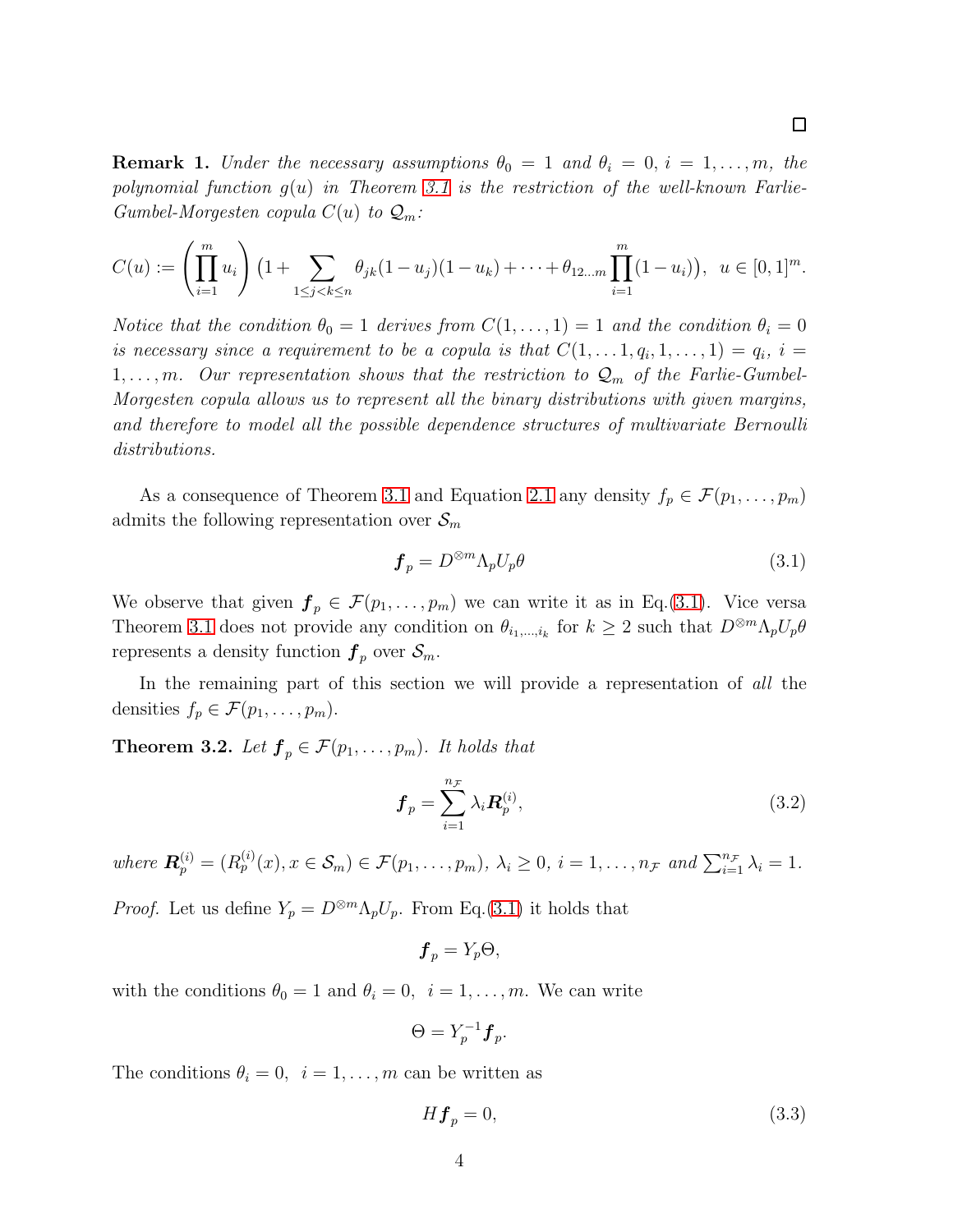□

**Remark 1.** *Under the necessary assumptions $\theta_0 = 1$ and $\theta_i = 0$, $i = 1, \ldots, m$, the polynomial function $g(u)$ in Theorem 3.1 is the restriction of the well-known Farlie-Gumbel-Morgesten copula $C(u)$ to $\mathcal{Q}_m$:*

$$C(u) := \left(\prod_{i=1}^{m} u_i\right)\left(1 + \sum_{1\le j<k\le n} \theta_{jk}(1-u_j)(1-u_k) + \cdots + \theta_{12\ldots m}\prod_{i=1}^{m}(1-u_i)\right), \;\; u \in [0,1]^m.$$

*Notice that the condition $\theta_0 = 1$ derives from $C(1, \ldots, 1) = 1$ and the condition $\theta_i = 0$ is necessary since a requirement to be a copula is that $C(1, \ldots 1, q_i, 1, \ldots, 1) = q_i$, $i = 1, \ldots, m$. Our representation shows that the restriction to $\mathcal{Q}_m$ of the Farlie-Gumbel-Morgesten copula allows us to represent all the binary distributions with given margins, and therefore to model all the possible dependence structures of multivariate Bernoulli distributions.*

As a consequence of Theorem 3.1 and Equation 2.1 any density $f_p \in \mathcal{F}(p_1, \ldots, p_m)$ admits the following representation over $\mathcal{S}_m$

$$\boldsymbol{f}_p = D^{\otimes m}\Lambda_p U_p \theta \tag{3.1}$$

We observe that given $\boldsymbol{f}_p \in \mathcal{F}(p_1, \ldots, p_m)$ we can write it as in Eq.(3.1). Vice versa Theorem 3.1 does not provide any condition on $\theta_{i_1,\ldots,i_k}$ for $k \ge 2$ such that $D^{\otimes m}\Lambda_p U_p \theta$ represents a density function $\boldsymbol{f}_p$ over $\mathcal{S}_m$.

In the remaining part of this section we will provide a representation of *all* the densities $f_p \in \mathcal{F}(p_1, \ldots, p_m)$.

**Theorem 3.2.** *Let $\boldsymbol{f}_p \in \mathcal{F}(p_1, \ldots, p_m)$. It holds that*

$$\boldsymbol{f}_p = \sum_{i=1}^{n_{\mathcal{F}}} \lambda_i \boldsymbol{R}_p^{(i)}, \tag{3.2}$$

*where $\boldsymbol{R}_p^{(i)} = (R_p^{(i)}(x), x \in \mathcal{S}_m) \in \mathcal{F}(p_1, \ldots, p_m)$, $\lambda_i \ge 0$, $i = 1, \ldots, n_{\mathcal{F}}$ and $\sum_{i=1}^{n_{\mathcal{F}}} \lambda_i = 1$.*

*Proof.* Let us define $Y_p = D^{\otimes m}\Lambda_p U_p$. From Eq.(3.1) it holds that

$$\boldsymbol{f}_p = Y_p \Theta,$$

with the conditions $\theta_0 = 1$ and $\theta_i = 0, \;\; i = 1, \ldots, m$. We can write

$$\Theta = Y_p^{-1}\boldsymbol{f}_p.$$

The conditions $\theta_i = 0, \;\; i = 1, \ldots, m$ can be written as

$$H\boldsymbol{f}_p = 0, \tag{3.3}$$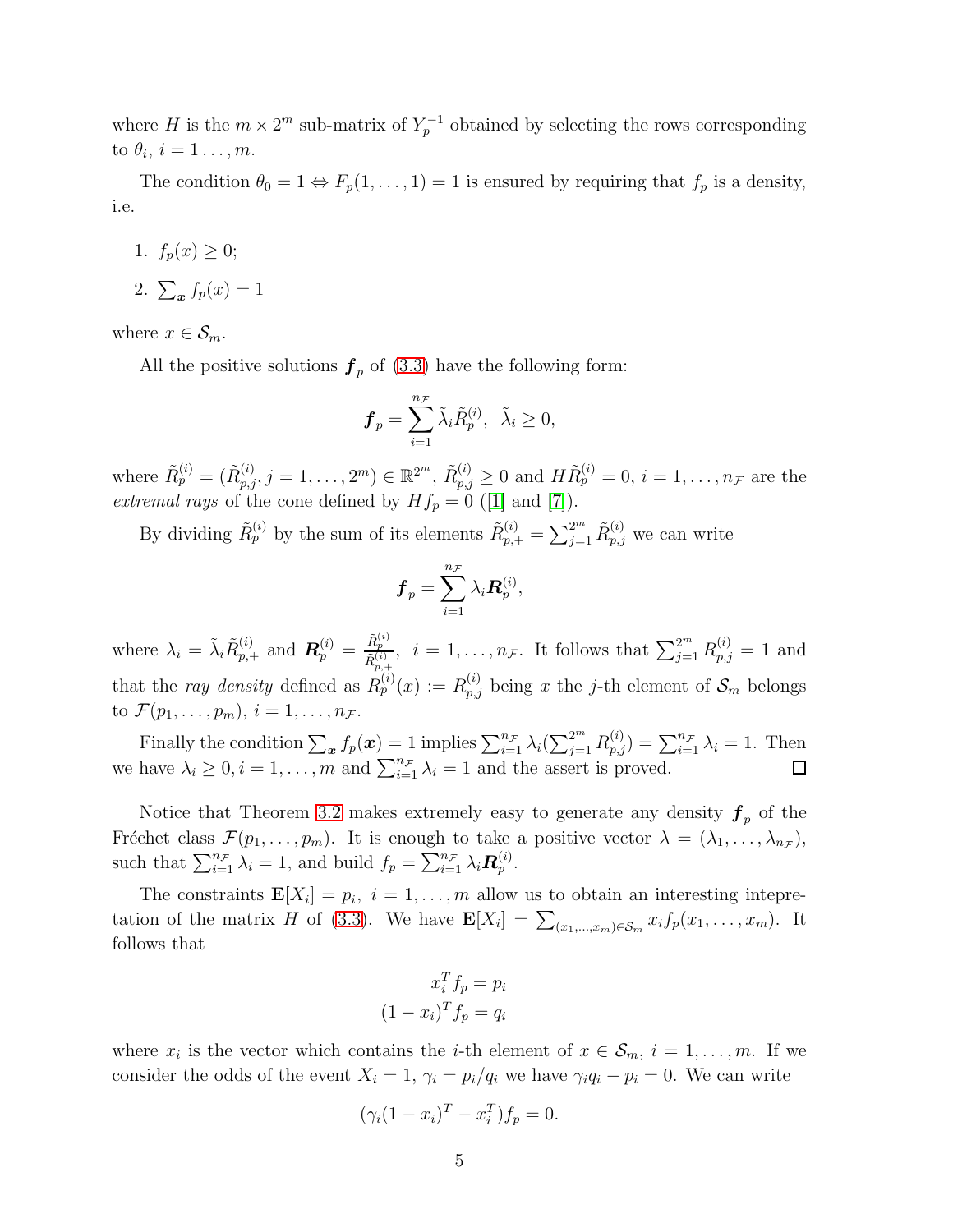where $H$ is the $m \times 2^m$ sub-matrix of $Y_p^{-1}$ obtained by selecting the rows corresponding to $\theta_i$, $i = 1 \ldots, m$.

The condition $\theta_0 = 1 \Leftrightarrow F_p(1, \ldots, 1) = 1$ is ensured by requiring that $f_p$ is a density, i.e.

1. $f_p(x) \geq 0$;
2. $\sum_{\boldsymbol{x}} f_p(x) = 1$

where $x \in \mathcal{S}_m$.

All the positive solutions $\boldsymbol{f}_p$ of (3.3) have the following form:

$$\boldsymbol{f}_p = \sum_{i=1}^{n_{\mathcal{F}}} \tilde{\lambda}_i \tilde{R}_p^{(i)}, \;\; \tilde{\lambda}_i \geq 0,$$

where $\tilde{R}_p^{(i)} = (\tilde{R}_{p,j}^{(i)}, j = 1, \ldots, 2^m) \in \mathbb{R}^{2^m}$, $\tilde{R}_{p,j}^{(i)} \geq 0$ and $H\tilde{R}_p^{(i)} = 0$, $i = 1, \ldots, n_{\mathcal{F}}$ are the *extremal rays* of the cone defined by $Hf_p = 0$ ([1] and [7]).

By dividing $\tilde{R}_p^{(i)}$ by the sum of its elements $\tilde{R}_{p,+}^{(i)} = \sum_{j=1}^{2^m} \tilde{R}_{p,j}^{(i)}$ we can write

$$\boldsymbol{f}_p = \sum_{i=1}^{n_{\mathcal{F}}} \lambda_i \boldsymbol{R}_p^{(i)},$$

where $\lambda_i = \tilde{\lambda}_i \tilde{R}_{p,+}^{(i)}$ and $\boldsymbol{R}_p^{(i)} = \frac{\tilde{R}_p^{(i)}}{\tilde{R}_{p,+}^{(i)}}$, $i = 1, \ldots, n_{\mathcal{F}}$. It follows that $\sum_{j=1}^{2^m} R_{p,j}^{(i)} = 1$ and that the *ray density* defined as $R_p^{(i)}(x) := R_{p,j}^{(i)}$ being $x$ the $j$-th element of $\mathcal{S}_m$ belongs to $\mathcal{F}(p_1, \ldots, p_m)$, $i = 1, \ldots, n_{\mathcal{F}}$.

Finally the condition $\sum_{\boldsymbol{x}} f_p(\boldsymbol{x}) = 1$ implies $\sum_{i=1}^{n_{\mathcal{F}}} \lambda_i (\sum_{j=1}^{2^m} R_{p,j}^{(i)}) = \sum_{i=1}^{n_{\mathcal{F}}} \lambda_i = 1$. Then we have $\lambda_i \geq 0, i = 1, \ldots, m$ and $\sum_{i=1}^{n_{\mathcal{F}}} \lambda_i = 1$ and the assert is proved. $\square$

Notice that Theorem 3.2 makes extremely easy to generate any density $\boldsymbol{f}_p$ of the Fréchet class $\mathcal{F}(p_1, \ldots, p_m)$. It is enough to take a positive vector $\lambda = (\lambda_1, \ldots, \lambda_{n_{\mathcal{F}}})$, such that $\sum_{i=1}^{n_{\mathcal{F}}} \lambda_i = 1$, and build $f_p = \sum_{i=1}^{n_{\mathcal{F}}} \lambda_i \boldsymbol{R}_p^{(i)}$.

The constraints $\mathbf{E}[X_i] = p_i$, $i = 1, \ldots, m$ allow us to obtain an interesting intepretation of the matrix $H$ of (3.3). We have $\mathbf{E}[X_i] = \sum_{(x_1, \ldots, x_m) \in \mathcal{S}_m} x_i f_p(x_1, \ldots, x_m)$. It follows that

$$x_i^T f_p = p_i$$
$$(1 - x_i)^T f_p = q_i$$

where $x_i$ is the vector which contains the $i$-th element of $x \in \mathcal{S}_m$, $i = 1, \ldots, m$. If we consider the odds of the event $X_i = 1$, $\gamma_i = p_i/q_i$ we have $\gamma_i q_i - p_i = 0$. We can write

$$(\gamma_i (1 - x_i)^T - x_i^T) f_p = 0.$$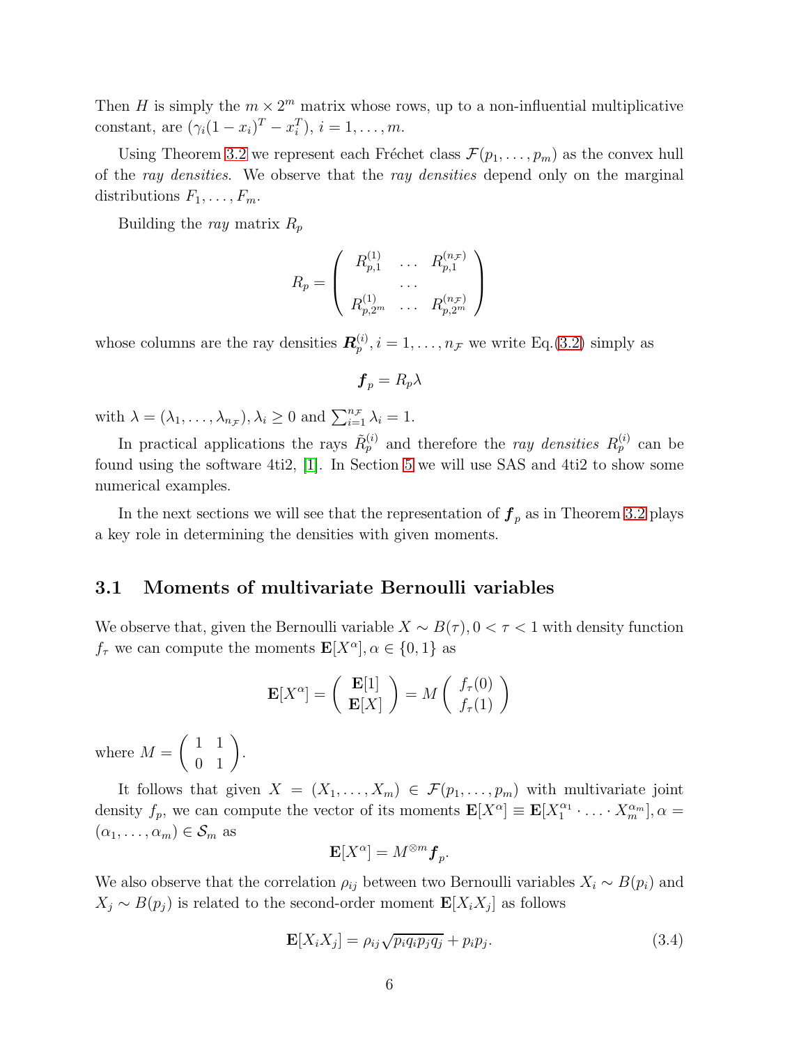Then $H$ is simply the $m \times 2^m$ matrix whose rows, up to a non-influential multiplicative constant, are $(\gamma_i(1-x_i)^T - x_i^T)$, $i = 1, \ldots, m$.

Using Theorem 3.2 we represent each Fréchet class $\mathcal{F}(p_1, \ldots, p_m)$ as the convex hull of the *ray densities*. We observe that the *ray densities* depend only on the marginal distributions $F_1, \ldots, F_m$.

Building the *ray* matrix $R_p$

$$R_p = \begin{pmatrix} R_{p,1}^{(1)} & \ldots & R_{p,1}^{(n_{\mathcal{F}})} \\ & \ldots & \\ R_{p,2^m}^{(1)} & \ldots & R_{p,2^m}^{(n_{\mathcal{F}})} \end{pmatrix}$$

whose columns are the ray densities $\boldsymbol{R}_p^{(i)}, i = 1, \ldots, n_{\mathcal{F}}$ we write Eq.(3.2) simply as

$$\boldsymbol{f}_p = R_p \lambda$$

with $\lambda = (\lambda_1, \ldots, \lambda_{n_{\mathcal{F}}}), \lambda_i \geq 0$ and $\sum_{i=1}^{n_{\mathcal{F}}} \lambda_i = 1$.

In practical applications the rays $\tilde{R}_p^{(i)}$ and therefore the *ray densities* $R_p^{(i)}$ can be found using the software 4ti2, [1]. In Section 5 we will use SAS and 4ti2 to show some numerical examples.

In the next sections we will see that the representation of $\boldsymbol{f}_p$ as in Theorem 3.2 plays a key role in determining the densities with given moments.

## 3.1 Moments of multivariate Bernoulli variables

We observe that, given the Bernoulli variable $X \sim B(\tau), 0 < \tau < 1$ with density function $f_\tau$ we can compute the moments $\mathbf{E}[X^\alpha], \alpha \in \{0, 1\}$ as

$$\mathbf{E}[X^\alpha] = \begin{pmatrix} \mathbf{E}[1] \\ \mathbf{E}[X] \end{pmatrix} = M \begin{pmatrix} f_\tau(0) \\ f_\tau(1) \end{pmatrix}$$

where $M = \begin{pmatrix} 1 & 1 \\ 0 & 1 \end{pmatrix}$.

It follows that given $X = (X_1, \ldots, X_m) \in \mathcal{F}(p_1, \ldots, p_m)$ with multivariate joint density $f_p$, we can compute the vector of its moments $\mathbf{E}[X^\alpha] \equiv \mathbf{E}[X_1^{\alpha_1} \cdot \ldots \cdot X_m^{\alpha_m}], \alpha = (\alpha_1, \ldots, \alpha_m) \in \mathcal{S}_m$ as

$$\mathbf{E}[X^\alpha] = M^{\otimes m} \boldsymbol{f}_p.$$

We also observe that the correlation $\rho_{ij}$ between two Bernoulli variables $X_i \sim B(p_i)$ and $X_j \sim B(p_j)$ is related to the second-order moment $\mathbf{E}[X_i X_j]$ as follows

$$\mathbf{E}[X_i X_j] = \rho_{ij} \sqrt{p_i q_i p_j q_j} + p_i p_j. \tag{3.4}$$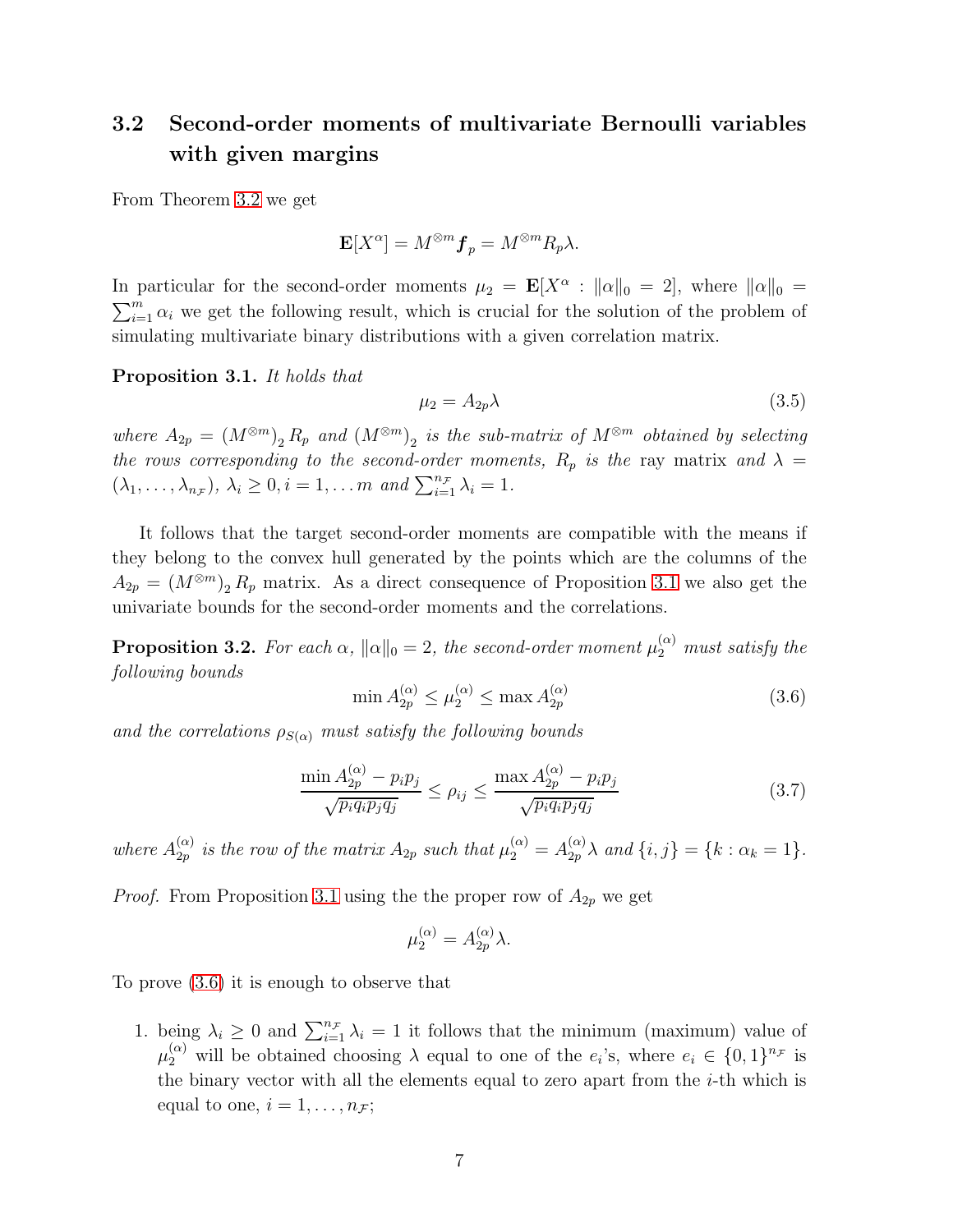## 3.2 Second-order moments of multivariate Bernoulli variables with given margins

From Theorem 3.2 we get

$$\mathbf{E}[X^{\alpha}] = M^{\otimes m} \boldsymbol{f}_p = M^{\otimes m} R_p \lambda.$$

In particular for the second-order moments $\mu_2 = \mathbf{E}[X^{\alpha} : \|\alpha\|_0 = 2]$, where $\|\alpha\|_0 = \sum_{i=1}^{m} \alpha_i$ we get the following result, which is crucial for the solution of the problem of simulating multivariate binary distributions with a given correlation matrix.

**Proposition 3.1.** *It holds that*

$$\mu_2 = A_{2p} \lambda \tag{3.5}$$

*where $A_{2p} = \left(M^{\otimes m}\right)_2 R_p$ and $\left(M^{\otimes m}\right)_2$ is the sub-matrix of $M^{\otimes m}$ obtained by selecting the rows corresponding to the second-order moments, $R_p$ is the* ray matrix *and $\lambda = (\lambda_1, \ldots, \lambda_{n_{\mathcal{F}}})$, $\lambda_i \geq 0, i = 1, \ldots m$ and $\sum_{i=1}^{n_{\mathcal{F}}} \lambda_i = 1$.*

It follows that the target second-order moments are compatible with the means if they belong to the convex hull generated by the points which are the columns of the $A_{2p} = \left(M^{\otimes m}\right)_2 R_p$ matrix. As a direct consequence of Proposition 3.1 we also get the univariate bounds for the second-order moments and the correlations.

**Proposition 3.2.** *For each $\alpha$, $\|\alpha\|_0 = 2$, the second-order moment $\mu_2^{(\alpha)}$ must satisfy the following bounds*

$$\min A_{2p}^{(\alpha)} \leq \mu_2^{(\alpha)} \leq \max A_{2p}^{(\alpha)} \tag{3.6}$$

*and the correlations $\rho_{S(\alpha)}$ must satisfy the following bounds*

$$\frac{\min A_{2p}^{(\alpha)} - p_i p_j}{\sqrt{p_i q_i p_j q_j}} \leq \rho_{ij} \leq \frac{\max A_{2p}^{(\alpha)} - p_i p_j}{\sqrt{p_i q_i p_j q_j}} \tag{3.7}$$

*where $A_{2p}^{(\alpha)}$ is the row of the matrix $A_{2p}$ such that $\mu_2^{(\alpha)} = A_{2p}^{(\alpha)} \lambda$ and $\{i, j\} = \{k : \alpha_k = 1\}$.*

*Proof.* From Proposition 3.1 using the the proper row of $A_{2p}$ we get

$$\mu_2^{(\alpha)} = A_{2p}^{(\alpha)} \lambda.$$

To prove (3.6) it is enough to observe that

1. being $\lambda_i \geq 0$ and $\sum_{i=1}^{n_{\mathcal{F}}} \lambda_i = 1$ it follows that the minimum (maximum) value of $\mu_2^{(\alpha)}$ will be obtained choosing $\lambda$ equal to one of the $e_i$'s, where $e_i \in \{0, 1\}^{n_{\mathcal{F}}}$ is the binary vector with all the elements equal to zero apart from the $i$-th which is equal to one, $i = 1, \ldots, n_{\mathcal{F}}$;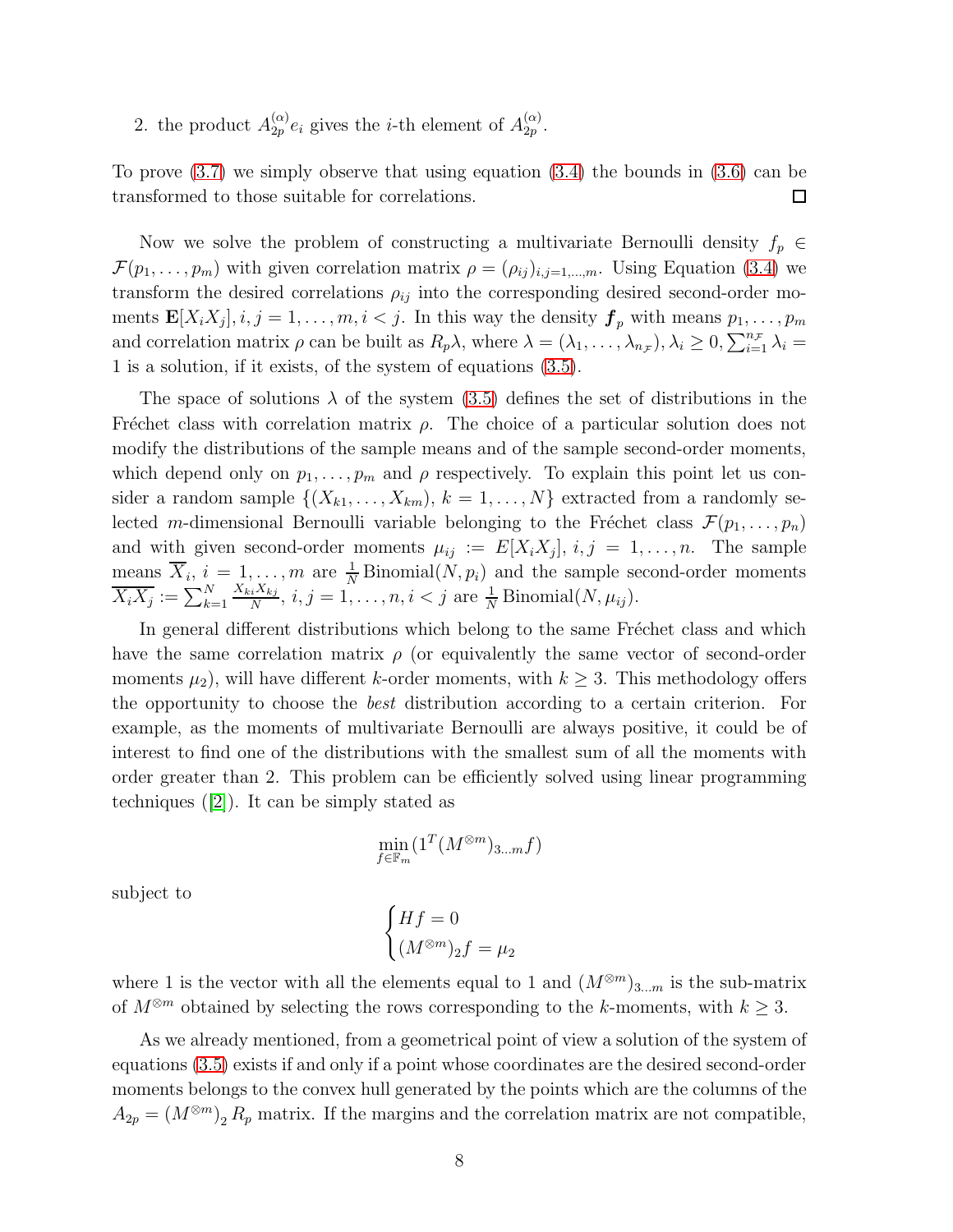2. the product $A_{2p}^{(\alpha)} e_i$ gives the $i$-th element of $A_{2p}^{(\alpha)}$.

To prove (3.7) we simply observe that using equation (3.4) the bounds in (3.6) can be transformed to those suitable for correlations. $\square$

Now we solve the problem of constructing a multivariate Bernoulli density $f_p \in \mathcal{F}(p_1, \ldots, p_m)$ with given correlation matrix $\rho = (\rho_{ij})_{i,j=1,\ldots,m}$. Using Equation (3.4) we transform the desired correlations $\rho_{ij}$ into the corresponding desired second-order moments $\mathbf{E}[X_i X_j], i, j = 1, \ldots, m, i < j$. In this way the density $\boldsymbol{f}_p$ with means $p_1, \ldots, p_m$ and correlation matrix $\rho$ can be built as $R_p \lambda$, where $\lambda = (\lambda_1, \ldots, \lambda_{n_\mathcal{F}}), \lambda_i \geq 0, \sum_{i=1}^{n_\mathcal{F}} \lambda_i = 1$ is a solution, if it exists, of the system of equations (3.5).

The space of solutions $\lambda$ of the system (3.5) defines the set of distributions in the Fréchet class with correlation matrix $\rho$. The choice of a particular solution does not modify the distributions of the sample means and of the sample second-order moments, which depend only on $p_1, \ldots, p_m$ and $\rho$ respectively. To explain this point let us consider a random sample $\{(X_{k1}, \ldots, X_{km}),\ k = 1, \ldots, N\}$ extracted from a randomly selected $m$-dimensional Bernoulli variable belonging to the Fréchet class $\mathcal{F}(p_1, \ldots, p_n)$ and with given second-order moments $\mu_{ij} := E[X_i X_j],\ i, j = 1, \ldots, n$. The sample means $\overline{X}_i,\ i = 1, \ldots, m$ are $\frac{1}{N}\,\text{Binomial}(N, p_i)$ and the sample second-order moments $\overline{X_i X_j} := \sum_{k=1}^{N} \frac{X_{ki} X_{kj}}{N},\ i, j = 1, \ldots, n, i < j$ are $\frac{1}{N}\,\text{Binomial}(N, \mu_{ij})$.

In general different distributions which belong to the same Fréchet class and which have the same correlation matrix $\rho$ (or equivalently the same vector of second-order moments $\mu_2$), will have different $k$-order moments, with $k \geq 3$. This methodology offers the opportunity to choose the *best* distribution according to a certain criterion. For example, as the moments of multivariate Bernoulli are always positive, it could be of interest to find one of the distributions with the smallest sum of all the moments with order greater than 2. This problem can be efficiently solved using linear programming techniques ([2]). It can be simply stated as

$$\min_{f \in \mathbb{F}_m} (1^T (M^{\otimes m})_{3 \ldots m} f)$$

subject to

$$\begin{cases} Hf = 0 \\ (M^{\otimes m})_2 f = \mu_2 \end{cases}$$

where 1 is the vector with all the elements equal to 1 and $(M^{\otimes m})_{3 \ldots m}$ is the sub-matrix of $M^{\otimes m}$ obtained by selecting the rows corresponding to the $k$-moments, with $k \geq 3$.

As we already mentioned, from a geometrical point of view a solution of the system of equations (3.5) exists if and only if a point whose coordinates are the desired second-order moments belongs to the convex hull generated by the points which are the columns of the $A_{2p} = (M^{\otimes m})_2 R_p$ matrix. If the margins and the correlation matrix are not compatible,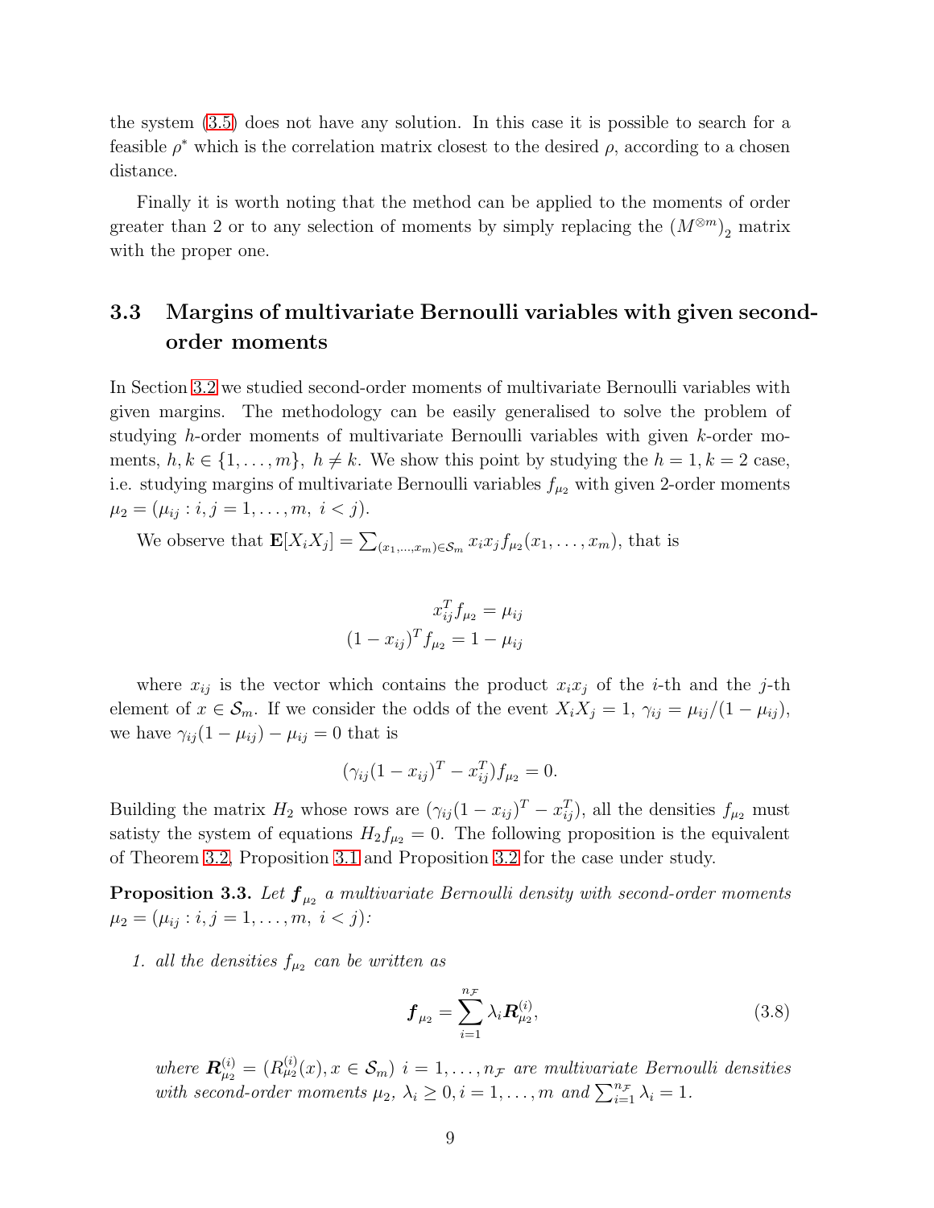the system (3.5) does not have any solution. In this case it is possible to search for a feasible $\rho^*$ which is the correlation matrix closest to the desired $\rho$, according to a chosen distance.

Finally it is worth noting that the method can be applied to the moments of order greater than 2 or to any selection of moments by simply replacing the $(M^{\otimes m})_2$ matrix with the proper one.

## 3.3 Margins of multivariate Bernoulli variables with given second-order moments

In Section 3.2 we studied second-order moments of multivariate Bernoulli variables with given margins. The methodology can be easily generalised to solve the problem of studying $h$-order moments of multivariate Bernoulli variables with given $k$-order moments, $h, k \in \{1, \ldots, m\}$, $h \neq k$. We show this point by studying the $h = 1, k = 2$ case, i.e. studying margins of multivariate Bernoulli variables $f_{\mu_2}$ with given 2-order moments $\mu_2 = (\mu_{ij} : i, j = 1, \ldots, m,\ i < j)$.

We observe that $\mathbf{E}[X_i X_j] = \sum_{(x_1,\ldots,x_m)\in\mathcal{S}_m} x_i x_j f_{\mu_2}(x_1, \ldots, x_m)$, that is

$$
\begin{aligned}
x_{ij}^T f_{\mu_2} &= \mu_{ij} \\
(1 - x_{ij})^T f_{\mu_2} &= 1 - \mu_{ij}
\end{aligned}
$$

where $x_{ij}$ is the vector which contains the product $x_i x_j$ of the $i$-th and the $j$-th element of $x \in \mathcal{S}_m$. If we consider the odds of the event $X_i X_j = 1$, $\gamma_{ij} = \mu_{ij}/(1 - \mu_{ij})$, we have $\gamma_{ij}(1 - \mu_{ij}) - \mu_{ij} = 0$ that is

$$
(\gamma_{ij}(1 - x_{ij})^T - x_{ij}^T) f_{\mu_2} = 0.
$$

Building the matrix $H_2$ whose rows are $(\gamma_{ij}(1 - x_{ij})^T - x_{ij}^T)$, all the densities $f_{\mu_2}$ must satisty the system of equations $H_2 f_{\mu_2} = 0$. The following proposition is the equivalent of Theorem 3.2, Proposition 3.1 and Proposition 3.2 for the case under study.

**Proposition 3.3.** *Let $\boldsymbol{f}_{\mu_2}$ a multivariate Bernoulli density with second-order moments $\mu_2 = (\mu_{ij} : i, j = 1, \ldots, m,\ i < j)$:*

1. *all the densities $f_{\mu_2}$ can be written as*

$$
\boldsymbol{f}_{\mu_2} = \sum_{i=1}^{n_{\mathcal{F}}} \lambda_i \boldsymbol{R}_{\mu_2}^{(i)}, \tag{3.8}
$$

*where $\boldsymbol{R}_{\mu_2}^{(i)} = (R_{\mu_2}^{(i)}(x), x \in \mathcal{S}_m)$ $i = 1, \ldots, n_{\mathcal{F}}$ are multivariate Bernoulli densities with second-order moments $\mu_2$, $\lambda_i \geq 0, i = 1, \ldots, m$ and $\sum_{i=1}^{n_{\mathcal{F}}} \lambda_i = 1$.*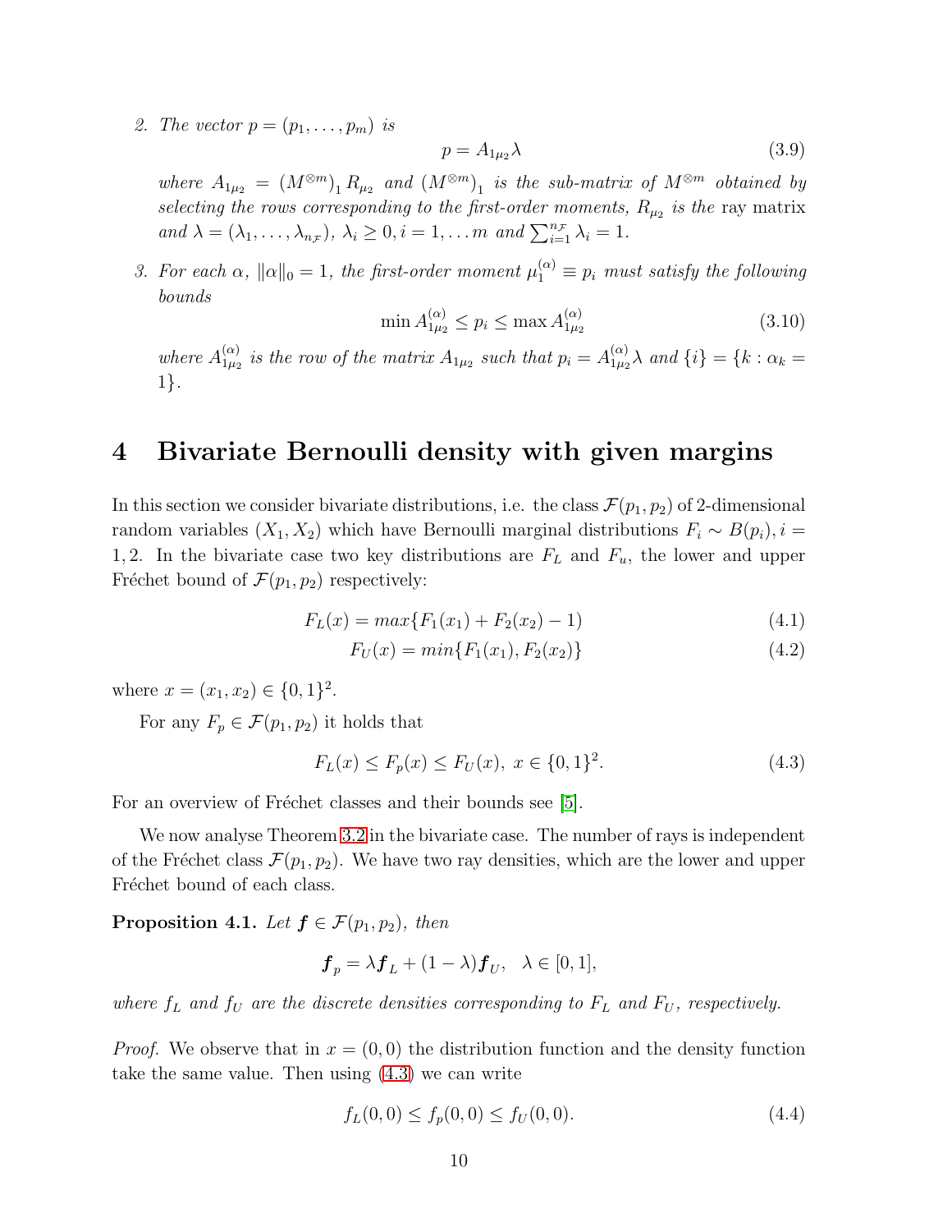2. *The vector $p = (p_1, \dots, p_m)$ is*

$$p = A_{1\mu_2}\lambda \tag{3.9}$$

*where $A_{1\mu_2} = \left(M^{\otimes m}\right)_1 R_{\mu_2}$ and $\left(M^{\otimes m}\right)_1$ is the sub-matrix of $M^{\otimes m}$ obtained by selecting the rows corresponding to the first-order moments, $R_{\mu_2}$ is the* ray matrix *and $\lambda = (\lambda_1, \dots, \lambda_{n_{\mathcal{F}}})$, $\lambda_i \geq 0, i = 1, \dots m$ and $\sum_{i=1}^{n_{\mathcal{F}}} \lambda_i = 1$.*

3. *For each $\alpha$, $\|\alpha\|_0 = 1$, the first-order moment $\mu_1^{(\alpha)} \equiv p_i$ must satisfy the following bounds*

$$\min A_{1\mu_2}^{(\alpha)} \leq p_i \leq \max A_{1\mu_2}^{(\alpha)} \tag{3.10}$$

*where $A_{1\mu_2}^{(\alpha)}$ is the row of the matrix $A_{1\mu_2}$ such that $p_i = A_{1\mu_2}^{(\alpha)}\lambda$ and $\{i\} = \{k : \alpha_k = 1\}$.*

# 4 Bivariate Bernoulli density with given margins

In this section we consider bivariate distributions, i.e. the class $\mathcal{F}(p_1, p_2)$ of 2-dimensional random variables $(X_1, X_2)$ which have Bernoulli marginal distributions $F_i \sim B(p_i), i = 1, 2$. In the bivariate case two key distributions are $F_L$ and $F_u$, the lower and upper Fréchet bound of $\mathcal{F}(p_1, p_2)$ respectively:

$$F_L(x) = max\{F_1(x_1) + F_2(x_2) - 1) \tag{4.1}$$

$$F_U(x) = min\{F_1(x_1), F_2(x_2)\} \tag{4.2}$$

where $x = (x_1, x_2) \in \{0, 1\}^2$.

For any $F_p \in \mathcal{F}(p_1, p_2)$ it holds that

$$F_L(x) \leq F_p(x) \leq F_U(x), \; x \in \{0, 1\}^2. \tag{4.3}$$

For an overview of Fréchet classes and their bounds see [5].

We now analyse Theorem 3.2 in the bivariate case. The number of rays is independent of the Fréchet class $\mathcal{F}(p_1, p_2)$. We have two ray densities, which are the lower and upper Fréchet bound of each class.

**Proposition 4.1.** *Let $\boldsymbol{f} \in \mathcal{F}(p_1, p_2)$, then*

$$\boldsymbol{f}_p = \lambda \boldsymbol{f}_L + (1 - \lambda)\boldsymbol{f}_U, \quad \lambda \in [0, 1],$$

*where $f_L$ and $f_U$ are the discrete densities corresponding to $F_L$ and $F_U$, respectively.*

*Proof.* We observe that in $x = (0, 0)$ the distribution function and the density function take the same value. Then using (4.3) we can write

$$f_L(0, 0) \leq f_p(0, 0) \leq f_U(0, 0). \tag{4.4}$$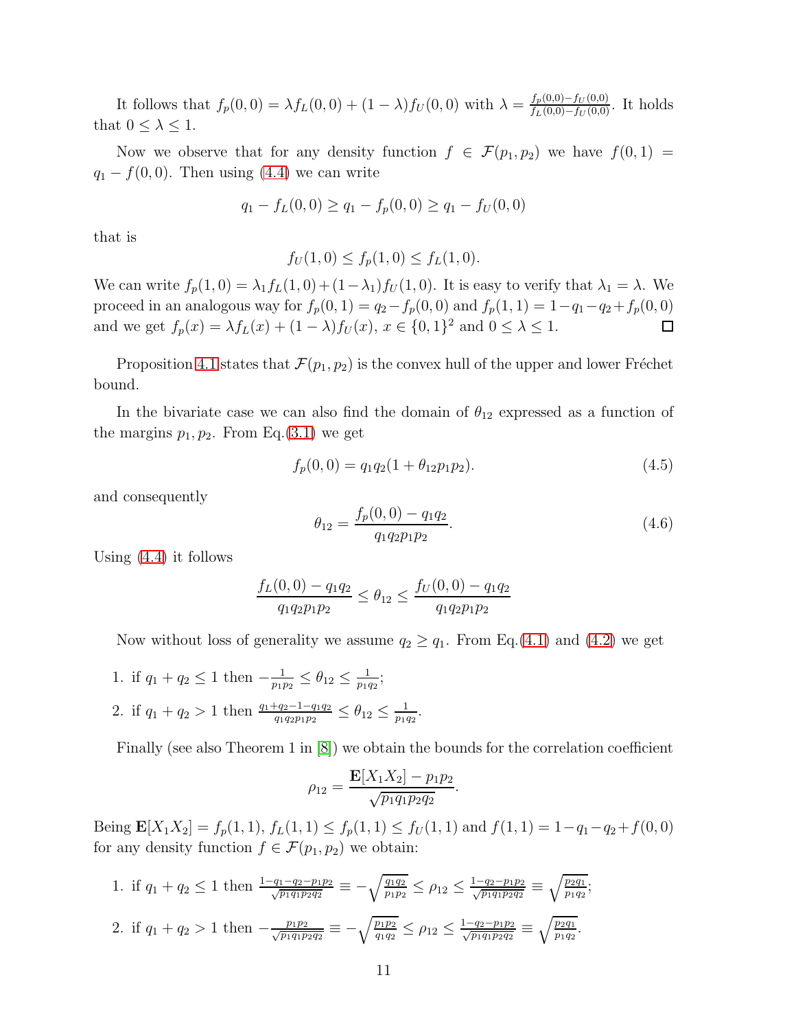It follows that $f_p(0,0) = \lambda f_L(0,0) + (1-\lambda) f_U(0,0)$ with $\lambda = \frac{f_p(0,0)-f_U(0,0)}{f_L(0,0)-f_U(0,0)}$. It holds that $0 \leq \lambda \leq 1$.

Now we observe that for any density function $f \in \mathcal{F}(p_1, p_2)$ we have $f(0,1) = q_1 - f(0,0)$. Then using (4.4) we can write

$$q_1 - f_L(0,0) \geq q_1 - f_p(0,0) \geq q_1 - f_U(0,0)$$

that is

$$f_U(1,0) \leq f_p(1,0) \leq f_L(1,0).$$

We can write $f_p(1,0) = \lambda_1 f_L(1,0) + (1-\lambda_1) f_U(1,0)$. It is easy to verify that $\lambda_1 = \lambda$. We proceed in an analogous way for $f_p(0,1) = q_2 - f_p(0,0)$ and $f_p(1,1) = 1 - q_1 - q_2 + f_p(0,0)$ and we get $f_p(x) = \lambda f_L(x) + (1-\lambda) f_U(x)$, $x \in \{0,1\}^2$ and $0 \leq \lambda \leq 1$. □

Proposition 4.1 states that $\mathcal{F}(p_1, p_2)$ is the convex hull of the upper and lower Fréchet bound.

In the bivariate case we can also find the domain of $\theta_{12}$ expressed as a function of the margins $p_1, p_2$. From Eq.(3.1) we get

$$f_p(0,0) = q_1 q_2 (1 + \theta_{12} p_1 p_2). \tag{4.5}$$

and consequently

$$\theta_{12} = \frac{f_p(0,0) - q_1 q_2}{q_1 q_2 p_1 p_2}. \tag{4.6}$$

Using (4.4) it follows

$$\frac{f_L(0,0) - q_1 q_2}{q_1 q_2 p_1 p_2} \leq \theta_{12} \leq \frac{f_U(0,0) - q_1 q_2}{q_1 q_2 p_1 p_2}$$

Now without loss of generality we assume $q_2 \geq q_1$. From Eq.(4.1) and (4.2) we get

1. if $q_1 + q_2 \leq 1$ then $-\frac{1}{p_1 p_2} \leq \theta_{12} \leq \frac{1}{p_1 q_2}$;
2. if $q_1 + q_2 > 1$ then $\frac{q_1 + q_2 - 1 - q_1 q_2}{q_1 q_2 p_1 p_2} \leq \theta_{12} \leq \frac{1}{p_1 q_2}$.

Finally (see also Theorem 1 in [8]) we obtain the bounds for the correlation coefficient

$$\rho_{12} = \frac{\mathbf{E}[X_1 X_2] - p_1 p_2}{\sqrt{p_1 q_1 p_2 q_2}}.$$

Being $\mathbf{E}[X_1 X_2] = f_p(1,1)$, $f_L(1,1) \leq f_p(1,1) \leq f_U(1,1)$ and $f(1,1) = 1 - q_1 - q_2 + f(0,0)$ for any density function $f \in \mathcal{F}(p_1, p_2)$ we obtain:

1. if $q_1 + q_2 \leq 1$ then $\frac{1 - q_1 - q_2 - p_1 p_2}{\sqrt{p_1 q_1 p_2 q_2}} \equiv -\sqrt{\frac{q_1 q_2}{p_1 p_2}} \leq \rho_{12} \leq \frac{1 - q_2 - p_1 p_2}{\sqrt{p_1 q_1 p_2 q_2}} \equiv \sqrt{\frac{p_2 q_1}{p_1 q_2}}$;
2. if $q_1 + q_2 > 1$ then $-\frac{p_1 p_2}{\sqrt{p_1 q_1 p_2 q_2}} \equiv -\sqrt{\frac{p_1 p_2}{q_1 q_2}} \leq \rho_{12} \leq \frac{1 - q_2 - p_1 p_2}{\sqrt{p_1 q_1 p_2 q_2}} \equiv \sqrt{\frac{p_2 q_1}{p_1 q_2}}$.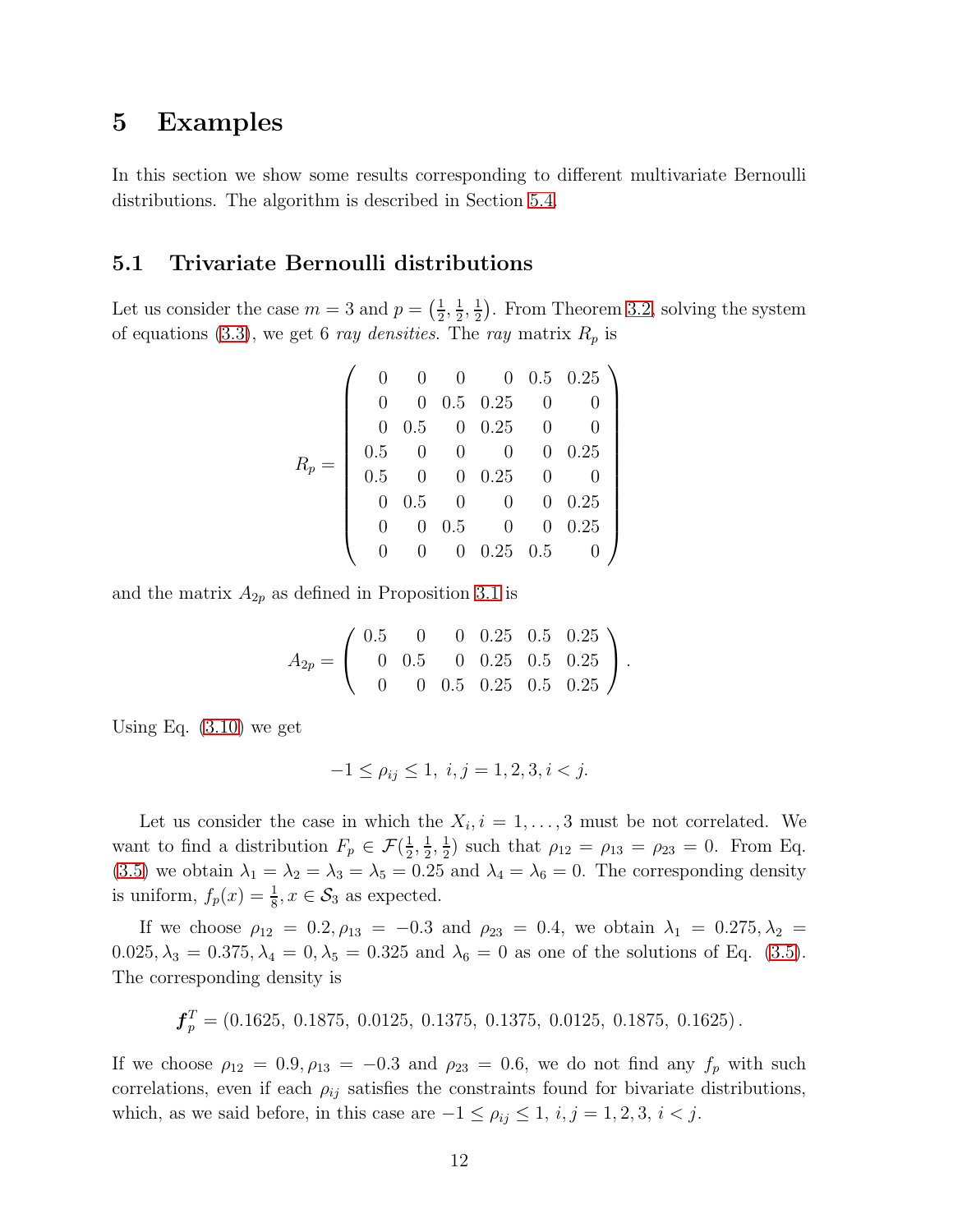# 5 Examples

In this section we show some results corresponding to different multivariate Bernoulli distributions. The algorithm is described in Section 5.4.

## 5.1 Trivariate Bernoulli distributions

Let us consider the case $m = 3$ and $p = \left(\frac{1}{2}, \frac{1}{2}, \frac{1}{2}\right)$. From Theorem 3.2, solving the system of equations (3.3), we get 6 *ray densities*. The *ray* matrix $R_p$ is

$$R_p = \begin{pmatrix} 0 & 0 & 0 & 0 & 0.5 & 0.25 \\ 0 & 0 & 0.5 & 0.25 & 0 & 0 \\ 0 & 0.5 & 0 & 0.25 & 0 & 0 \\ 0.5 & 0 & 0 & 0 & 0 & 0.25 \\ 0.5 & 0 & 0 & 0.25 & 0 & 0 \\ 0 & 0.5 & 0 & 0 & 0 & 0.25 \\ 0 & 0 & 0.5 & 0 & 0 & 0.25 \\ 0 & 0 & 0 & 0.25 & 0.5 & 0 \end{pmatrix}$$

and the matrix $A_{2p}$ as defined in Proposition 3.1 is

$$A_{2p} = \begin{pmatrix} 0.5 & 0 & 0 & 0.25 & 0.5 & 0.25 \\ 0 & 0.5 & 0 & 0.25 & 0.5 & 0.25 \\ 0 & 0 & 0.5 & 0.25 & 0.5 & 0.25 \end{pmatrix}.$$

Using Eq. (3.10) we get

$$-1 \leq \rho_{ij} \leq 1, \; i,j = 1,2,3, i < j.$$

Let us consider the case in which the $X_i, i = 1, \ldots, 3$ must be not correlated. We want to find a distribution $F_p \in \mathcal{F}(\frac{1}{2}, \frac{1}{2}, \frac{1}{2})$ such that $\rho_{12} = \rho_{13} = \rho_{23} = 0$. From Eq. (3.5) we obtain $\lambda_1 = \lambda_2 = \lambda_3 = \lambda_5 = 0.25$ and $\lambda_4 = \lambda_6 = 0$. The corresponding density is uniform, $f_p(x) = \frac{1}{8}, x \in \mathcal{S}_3$ as expected.

If we choose $\rho_{12} = 0.2, \rho_{13} = -0.3$ and $\rho_{23} = 0.4$, we obtain $\lambda_1 = 0.275, \lambda_2 = 0.025, \lambda_3 = 0.375, \lambda_4 = 0, \lambda_5 = 0.325$ and $\lambda_6 = 0$ as one of the solutions of Eq. (3.5). The corresponding density is

$$\boldsymbol{f}_p^T = (0.1625,\ 0.1875,\ 0.0125,\ 0.1375,\ 0.1375,\ 0.0125,\ 0.1875,\ 0.1625).$$

If we choose $\rho_{12} = 0.9, \rho_{13} = -0.3$ and $\rho_{23} = 0.6$, we do not find any $f_p$ with such correlations, even if each $\rho_{ij}$ satisfies the constraints found for bivariate distributions, which, as we said before, in this case are $-1 \leq \rho_{ij} \leq 1, \; i,j = 1,2,3, \; i < j$.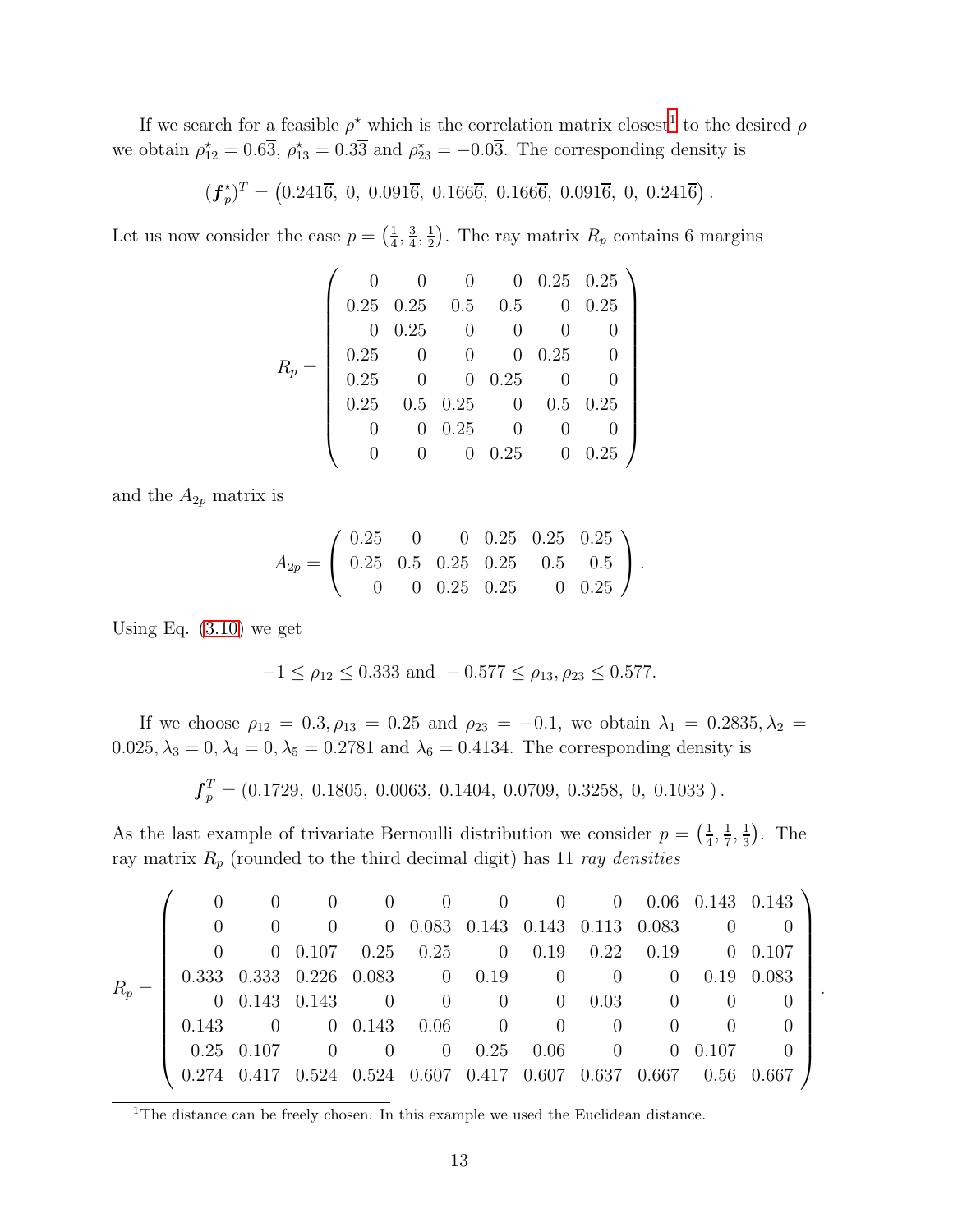If we search for a feasible $\rho^\star$ which is the correlation matrix closest[1] to the desired $\rho$ we obtain $\rho^\star_{12} = 0.6\overline{3}$, $\rho^\star_{13} = 0.3\overline{3}$ and $\rho^\star_{23} = -0.0\overline{3}$. The corresponding density is

$$(\boldsymbol{f}^\star_p)^T = \left(0.241\overline{6},\ 0,\ 0.091\overline{6},\ 0.166\overline{6},\ 0.166\overline{6},\ 0.091\overline{6},\ 0,\ 0.241\overline{6}\right).$$

Let us now consider the case $p = \left(\frac{1}{4}, \frac{3}{4}, \frac{1}{2}\right)$. The ray matrix $R_p$ contains 6 margins

$$R_p = \begin{pmatrix} 0 & 0 & 0 & 0 & 0.25 & 0.25 \\ 0.25 & 0.25 & 0.5 & 0.5 & 0 & 0.25 \\ 0 & 0.25 & 0 & 0 & 0 & 0 \\ 0.25 & 0 & 0 & 0 & 0.25 & 0 \\ 0.25 & 0 & 0 & 0.25 & 0 & 0 \\ 0.25 & 0.5 & 0.25 & 0 & 0.5 & 0.25 \\ 0 & 0 & 0.25 & 0 & 0 & 0 \\ 0 & 0 & 0 & 0.25 & 0 & 0.25 \end{pmatrix}$$

and the $A_{2p}$ matrix is

$$A_{2p} = \begin{pmatrix} 0.25 & 0 & 0 & 0.25 & 0.25 & 0.25 \\ 0.25 & 0.5 & 0.25 & 0.25 & 0.5 & 0.5 \\ 0 & 0 & 0.25 & 0.25 & 0 & 0.25 \end{pmatrix}.$$

Using Eq. (3.10) we get

$$-1 \leq \rho_{12} \leq 0.333 \text{ and } -0.577 \leq \rho_{13}, \rho_{23} \leq 0.577.$$

If we choose $\rho_{12} = 0.3, \rho_{13} = 0.25$ and $\rho_{23} = -0.1$, we obtain $\lambda_1 = 0.2835, \lambda_2 = 0.025, \lambda_3 = 0, \lambda_4 = 0, \lambda_5 = 0.2781$ and $\lambda_6 = 0.4134$. The corresponding density is

$$\boldsymbol{f}_p^T = (0.1729,\ 0.1805,\ 0.0063,\ 0.1404,\ 0.0709,\ 0.3258,\ 0,\ 0.1033\ ).$$

As the last example of trivariate Bernoulli distribution we consider $p = \left(\frac{1}{4}, \frac{1}{7}, \frac{1}{3}\right)$. The ray matrix $R_p$ (rounded to the third decimal digit) has 11 *ray densities*

$$R_p = \begin{pmatrix} 0 & 0 & 0 & 0 & 0 & 0 & 0 & 0 & 0.06 & 0.143 & 0.143 \\ 0 & 0 & 0 & 0 & 0.083 & 0.143 & 0.143 & 0.113 & 0.083 & 0 & 0 \\ 0 & 0 & 0.107 & 0.25 & 0.25 & 0 & 0.19 & 0.22 & 0.19 & 0 & 0.107 \\ 0.333 & 0.333 & 0.226 & 0.083 & 0 & 0.19 & 0 & 0 & 0 & 0.19 & 0.083 \\ 0 & 0.143 & 0.143 & 0 & 0 & 0 & 0 & 0.03 & 0 & 0 & 0 \\ 0.143 & 0 & 0 & 0.143 & 0.06 & 0 & 0 & 0 & 0 & 0 & 0 \\ 0.25 & 0.107 & 0 & 0 & 0 & 0.25 & 0.06 & 0 & 0 & 0.107 & 0 \\ 0.274 & 0.417 & 0.524 & 0.524 & 0.607 & 0.417 & 0.607 & 0.637 & 0.667 & 0.56 & 0.667 \end{pmatrix}.$$

[1] The distance can be freely chosen. In this example we used the Euclidean distance.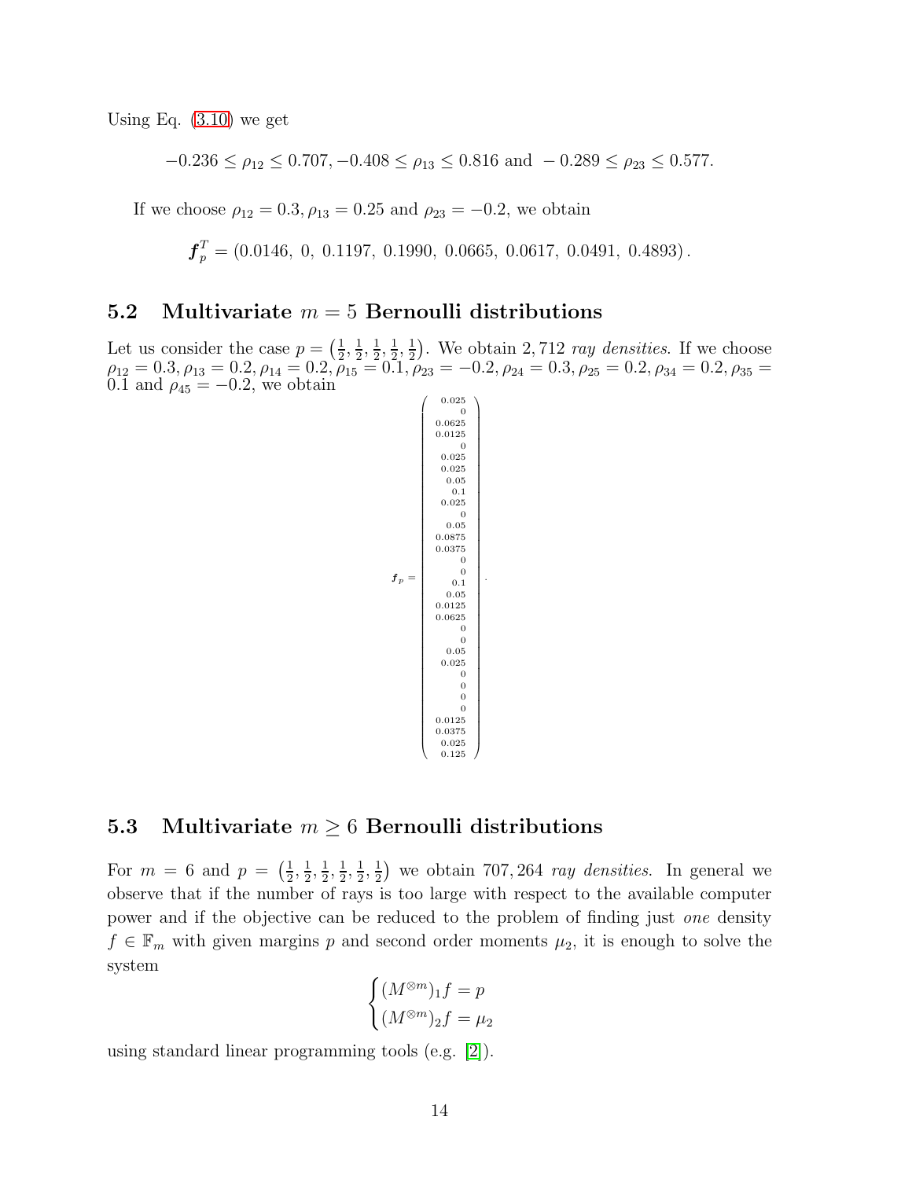Using Eq. (3.10) we get

$$-0.236 \leq \rho_{12} \leq 0.707, -0.408 \leq \rho_{13} \leq 0.816 \text{ and } -0.289 \leq \rho_{23} \leq 0.577.$$

If we choose $\rho_{12} = 0.3, \rho_{13} = 0.25$ and $\rho_{23} = -0.2$, we obtain

$$\boldsymbol{f}_p^T = (0.0146,\ 0,\ 0.1197,\ 0.1990,\ 0.0665,\ 0.0617,\ 0.0491,\ 0.4893).$$

## 5.2 Multivariate $m = 5$ Bernoulli distributions

Let us consider the case $p = \left(\frac{1}{2}, \frac{1}{2}, \frac{1}{2}, \frac{1}{2}, \frac{1}{2}\right)$. We obtain 2,712 *ray densities*. If we choose $\rho_{12} = 0.3, \rho_{13} = 0.2, \rho_{14} = 0.2, \rho_{15} = 0.1, \rho_{23} = -0.2, \rho_{24} = 0.3, \rho_{25} = 0.2, \rho_{34} = 0.2, \rho_{35} = 0.1$ and $\rho_{45} = -0.2$, we obtain

$$\boldsymbol{f}_p = \begin{pmatrix} 0.025 \\ 0 \\ 0.0625 \\ 0.0125 \\ 0 \\ 0.025 \\ 0.025 \\ 0.05 \\ 0.1 \\ 0.025 \\ 0 \\ 0.05 \\ 0.0875 \\ 0.0375 \\ 0 \\ 0 \\ 0.1 \\ 0.05 \\ 0.0125 \\ 0.0625 \\ 0 \\ 0 \\ 0.05 \\ 0.025 \\ 0 \\ 0 \\ 0 \\ 0 \\ 0.0125 \\ 0.0375 \\ 0.025 \\ 0.125 \end{pmatrix}.$$

## 5.3 Multivariate $m \geq 6$ Bernoulli distributions

For $m = 6$ and $p = \left(\frac{1}{2}, \frac{1}{2}, \frac{1}{2}, \frac{1}{2}, \frac{1}{2}, \frac{1}{2}\right)$ we obtain 707,264 *ray densities*. In general we observe that if the number of rays is too large with respect to the available computer power and if the objective can be reduced to the problem of finding just *one* density $f \in \mathbb{F}_m$ with given margins $p$ and second order moments $\mu_2$, it is enough to solve the system

$$\begin{cases} (M^{\otimes m})_1 f = p \\ (M^{\otimes m})_2 f = \mu_2 \end{cases}$$

using standard linear programming tools (e.g. [2]).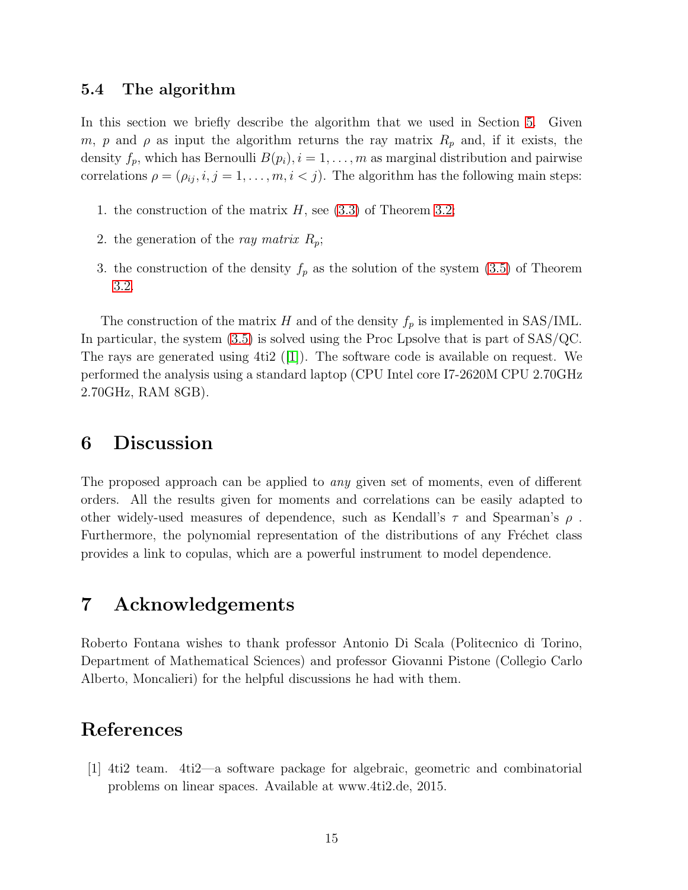### 5.4 The algorithm

In this section we briefly describe the algorithm that we used in Section 5. Given $m$, $p$ and $\rho$ as input the algorithm returns the ray matrix $R_p$ and, if it exists, the density $f_p$, which has Bernoulli $B(p_i), i = 1, \ldots, m$ as marginal distribution and pairwise correlations $\rho = (\rho_{ij}, i, j = 1, \ldots, m, i < j)$. The algorithm has the following main steps:

1. the construction of the matrix $H$, see (3.3) of Theorem 3.2;
2. the generation of the *ray matrix* $R_p$;
3. the construction of the density $f_p$ as the solution of the system (3.5) of Theorem 3.2.

The construction of the matrix $H$ and of the density $f_p$ is implemented in SAS/IML. In particular, the system (3.5) is solved using the Proc Lpsolve that is part of SAS/QC. The rays are generated using 4ti2 ([1]). The software code is available on request. We performed the analysis using a standard laptop (CPU Intel core I7-2620M CPU 2.70GHz 2.70GHz, RAM 8GB).

## 6 Discussion

The proposed approach can be applied to *any* given set of moments, even of different orders. All the results given for moments and correlations can be easily adapted to other widely-used measures of dependence, such as Kendall's $\tau$ and Spearman's $\rho$ . Furthermore, the polynomial representation of the distributions of any Fréchet class provides a link to copulas, which are a powerful instrument to model dependence.

## 7 Acknowledgements

Roberto Fontana wishes to thank professor Antonio Di Scala (Politecnico di Torino, Department of Mathematical Sciences) and professor Giovanni Pistone (Collegio Carlo Alberto, Moncalieri) for the helpful discussions he had with them.

## References

[1] 4ti2 team. 4ti2—a software package for algebraic, geometric and combinatorial problems on linear spaces. Available at www.4ti2.de, 2015.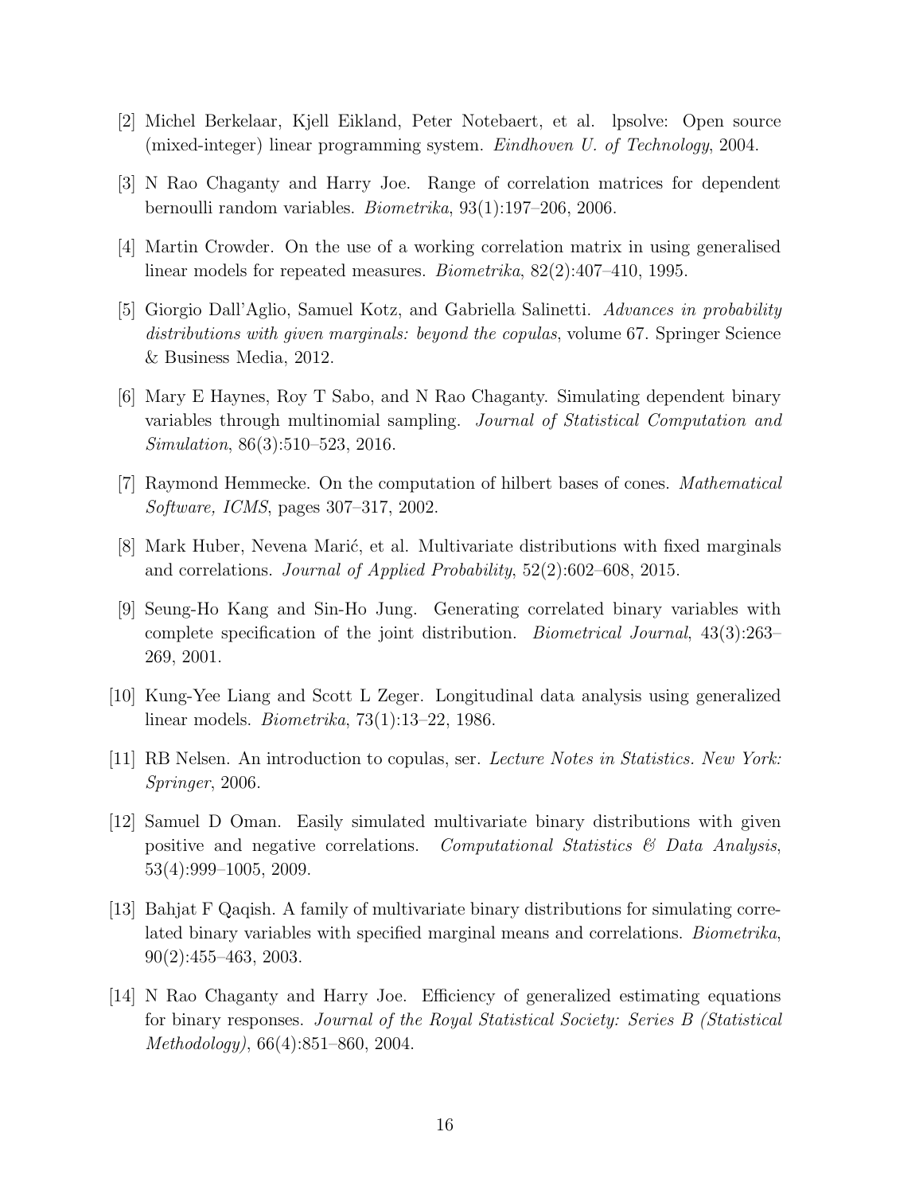[2] Michel Berkelaar, Kjell Eikland, Peter Notebaert, et al. lpsolve: Open source (mixed-integer) linear programming system. *Eindhoven U. of Technology*, 2004.

[3] N Rao Chaganty and Harry Joe. Range of correlation matrices for dependent bernoulli random variables. *Biometrika*, 93(1):197–206, 2006.

[4] Martin Crowder. On the use of a working correlation matrix in using generalised linear models for repeated measures. *Biometrika*, 82(2):407–410, 1995.

[5] Giorgio Dall'Aglio, Samuel Kotz, and Gabriella Salinetti. *Advances in probability distributions with given marginals: beyond the copulas*, volume 67. Springer Science & Business Media, 2012.

[6] Mary E Haynes, Roy T Sabo, and N Rao Chaganty. Simulating dependent binary variables through multinomial sampling. *Journal of Statistical Computation and Simulation*, 86(3):510–523, 2016.

[7] Raymond Hemmecke. On the computation of hilbert bases of cones. *Mathematical Software, ICMS*, pages 307–317, 2002.

[8] Mark Huber, Nevena Marić, et al. Multivariate distributions with fixed marginals and correlations. *Journal of Applied Probability*, 52(2):602–608, 2015.

[9] Seung-Ho Kang and Sin-Ho Jung. Generating correlated binary variables with complete specification of the joint distribution. *Biometrical Journal*, 43(3):263–269, 2001.

[10] Kung-Yee Liang and Scott L Zeger. Longitudinal data analysis using generalized linear models. *Biometrika*, 73(1):13–22, 1986.

[11] RB Nelsen. An introduction to copulas, ser. *Lecture Notes in Statistics. New York: Springer*, 2006.

[12] Samuel D Oman. Easily simulated multivariate binary distributions with given positive and negative correlations. *Computational Statistics & Data Analysis*, 53(4):999–1005, 2009.

[13] Bahjat F Qaqish. A family of multivariate binary distributions for simulating correlated binary variables with specified marginal means and correlations. *Biometrika*, 90(2):455–463, 2003.

[14] N Rao Chaganty and Harry Joe. Efficiency of generalized estimating equations for binary responses. *Journal of the Royal Statistical Society: Series B (Statistical Methodology)*, 66(4):851–860, 2004.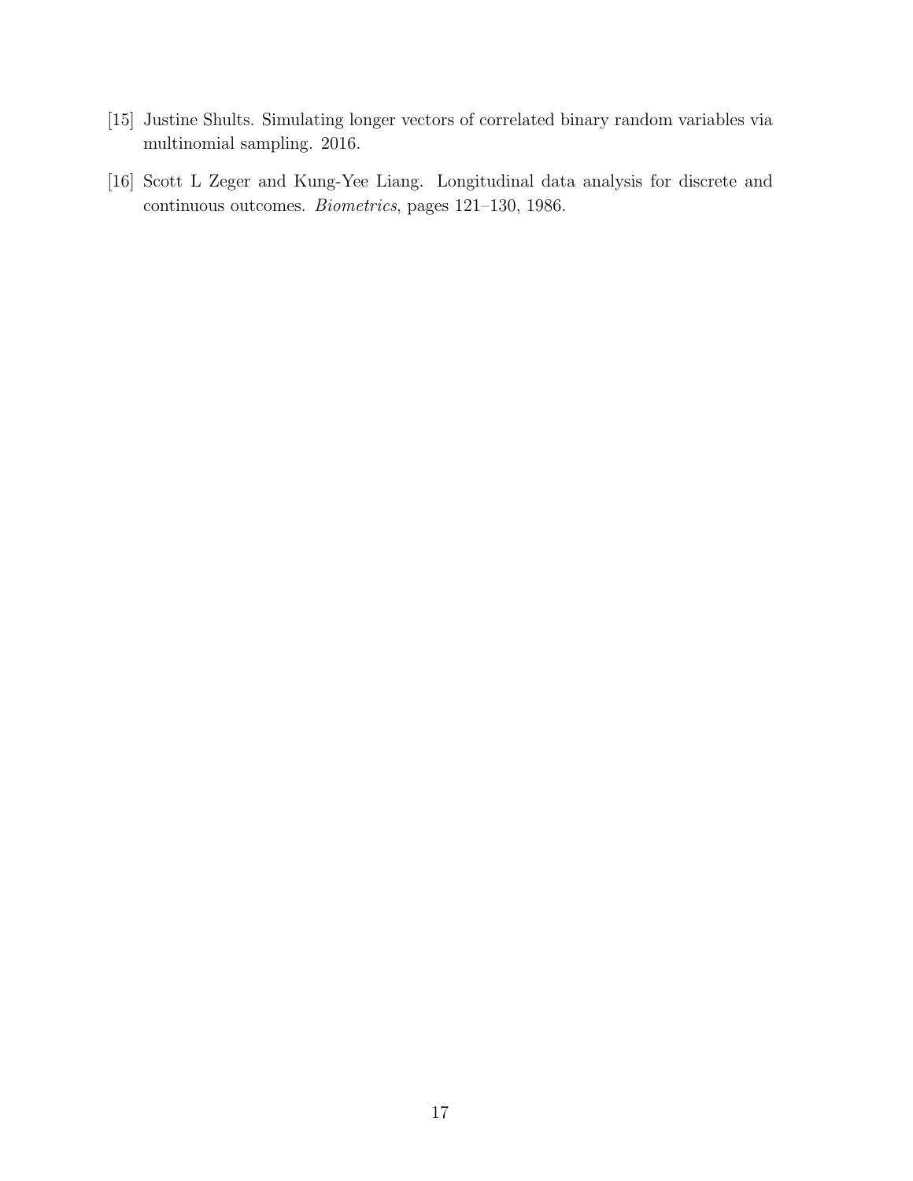[15] Justine Shults. Simulating longer vectors of correlated binary random variables via multinomial sampling. 2016.

[16] Scott L Zeger and Kung-Yee Liang. Longitudinal data analysis for discrete and continuous outcomes. *Biometrics*, pages 121–130, 1986.